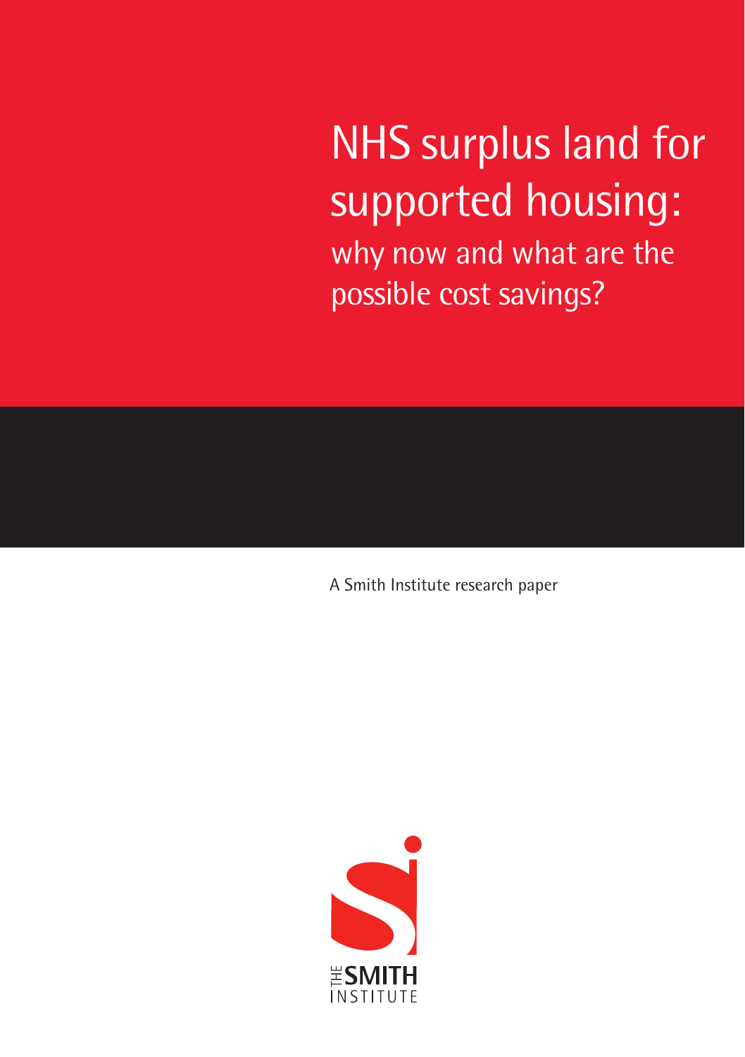# NHS surplus land for supported housing:

## why now and what are the possible cost savings?

A Smith Institute research paper

THE SMITH INSTITUTE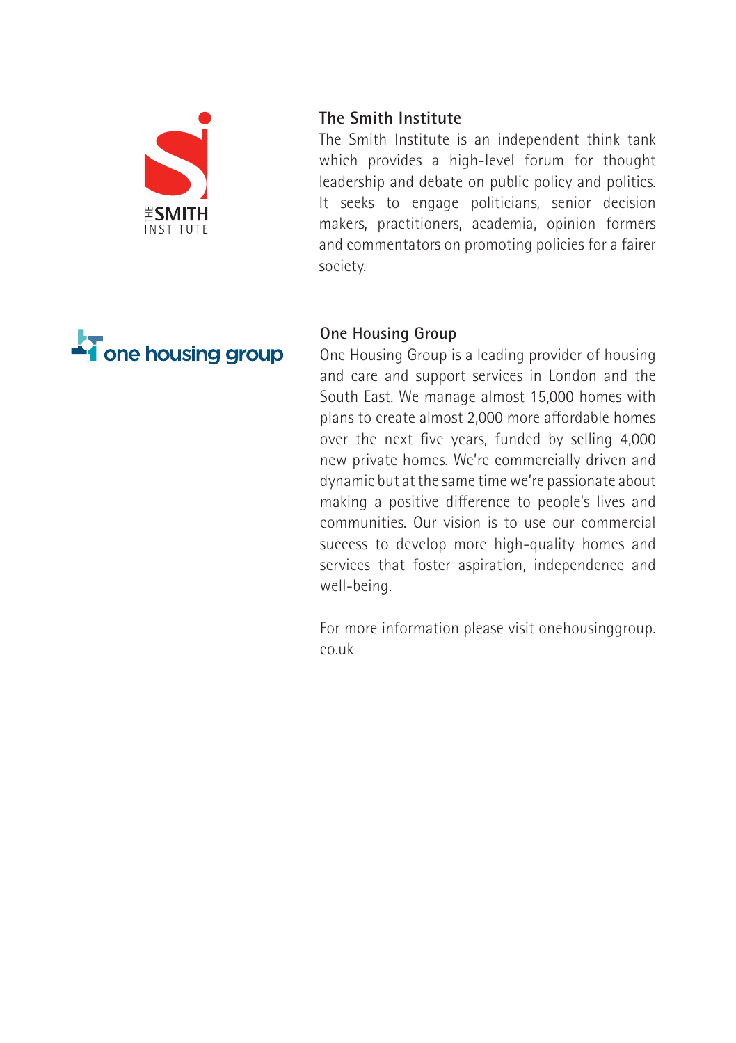## The Smith Institute

The Smith Institute is an independent think tank which provides a high-level forum for thought leadership and debate on public policy and politics. It seeks to engage politicians, senior decision makers, practitioners, academia, opinion formers and commentators on promoting policies for a fairer society.

## One Housing Group

One Housing Group is a leading provider of housing and care and support services in London and the South East. We manage almost 15,000 homes with plans to create almost 2,000 more affordable homes over the next five years, funded by selling 4,000 new private homes. We're commercially driven and dynamic but at the same time we're passionate about making a positive difference to people's lives and communities. Our vision is to use our commercial success to develop more high-quality homes and services that foster aspiration, independence and well-being.

For more information please visit onehousinggroup.co.uk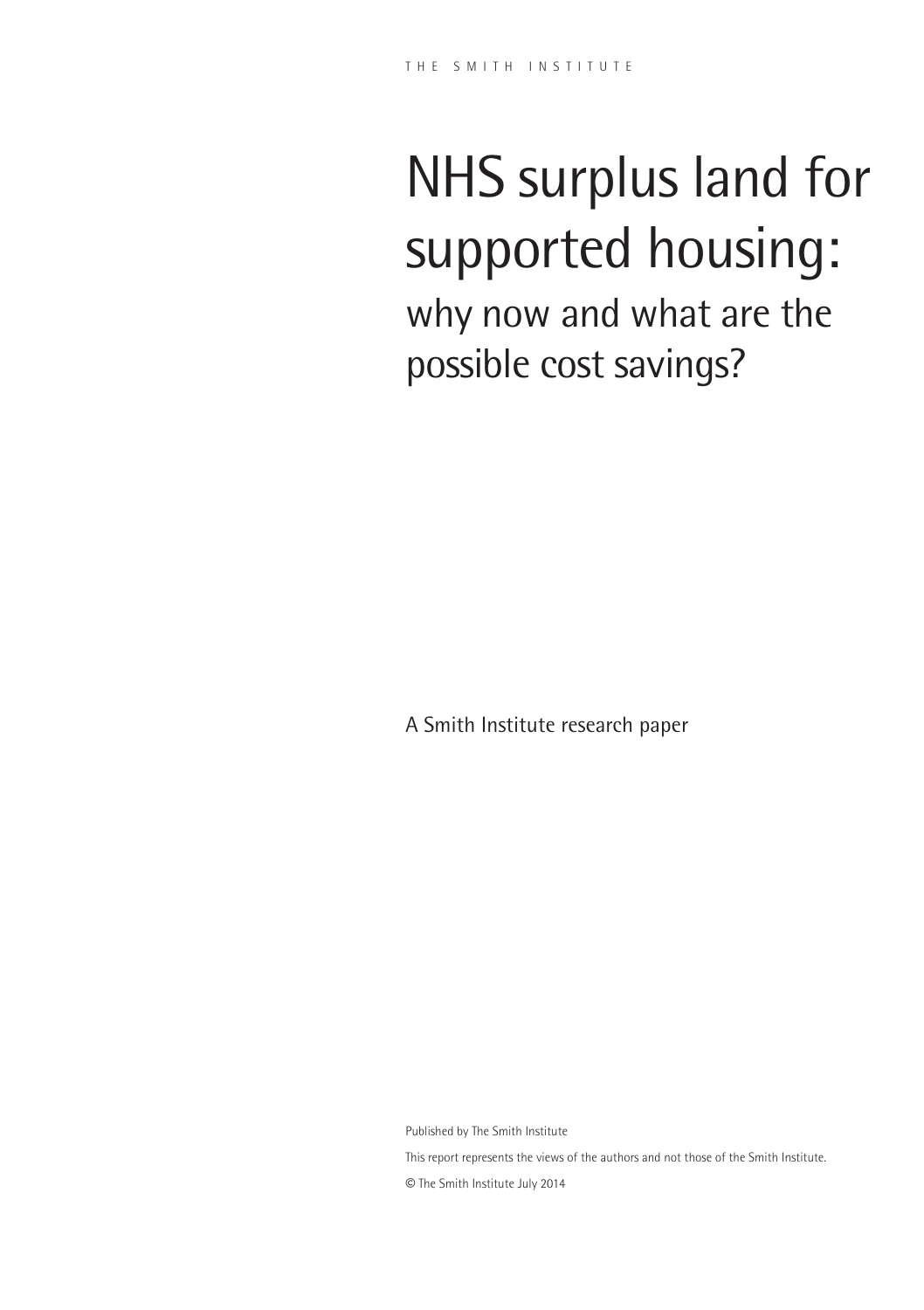THE SMITH INSTITUTE

# NHS surplus land for supported housing:

## why now and what are the possible cost savings?

A Smith Institute research paper

Published by The Smith Institute

This report represents the views of the authors and not those of the Smith Institute.

© The Smith Institute July 2014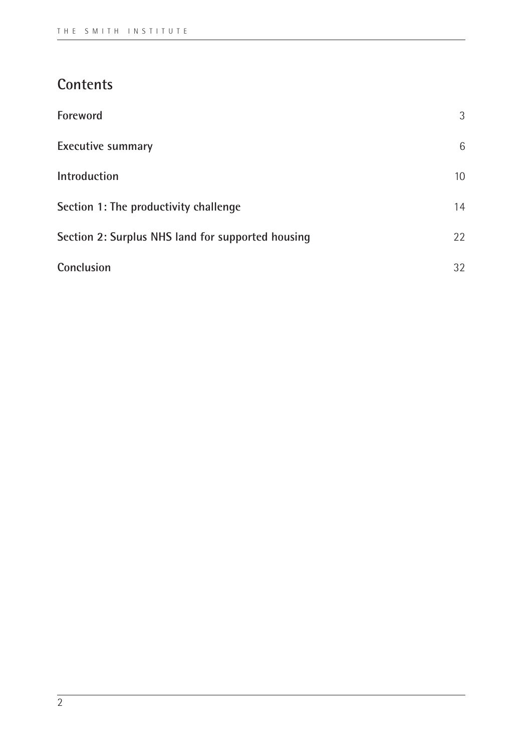# Contents

| | |
|---|---|
| **Foreword** | 3 |
| **Executive summary** | 6 |
| **Introduction** | 10 |
| **Section 1: The productivity challenge** | 14 |
| **Section 2: Surplus NHS land for supported housing** | 22 |
| **Conclusion** | 32 |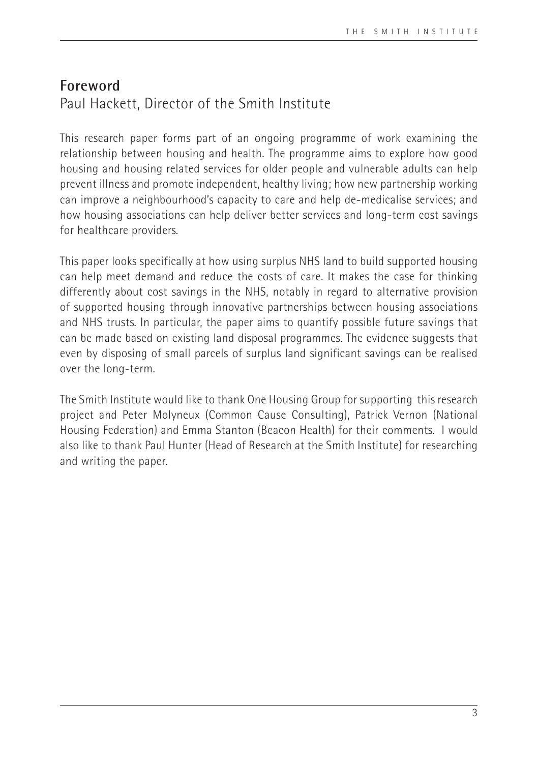## Foreword
Paul Hackett, Director of the Smith Institute

This research paper forms part of an ongoing programme of work examining the relationship between housing and health. The programme aims to explore how good housing and housing related services for older people and vulnerable adults can help prevent illness and promote independent, healthy living; how new partnership working can improve a neighbourhood's capacity to care and help de-medicalise services; and how housing associations can help deliver better services and long-term cost savings for healthcare providers.

This paper looks specifically at how using surplus NHS land to build supported housing can help meet demand and reduce the costs of care. It makes the case for thinking differently about cost savings in the NHS, notably in regard to alternative provision of supported housing through innovative partnerships between housing associations and NHS trusts. In particular, the paper aims to quantify possible future savings that can be made based on existing land disposal programmes. The evidence suggests that even by disposing of small parcels of surplus land significant savings can be realised over the long-term.

The Smith Institute would like to thank One Housing Group for supporting this research project and Peter Molyneux (Common Cause Consulting), Patrick Vernon (National Housing Federation) and Emma Stanton (Beacon Health) for their comments. I would also like to thank Paul Hunter (Head of Research at the Smith Institute) for researching and writing the paper.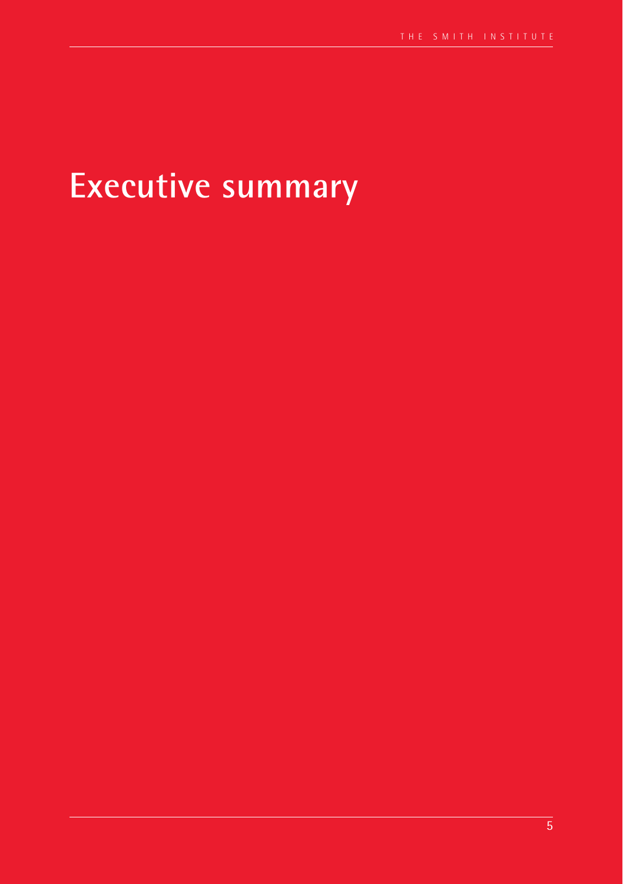# Executive summary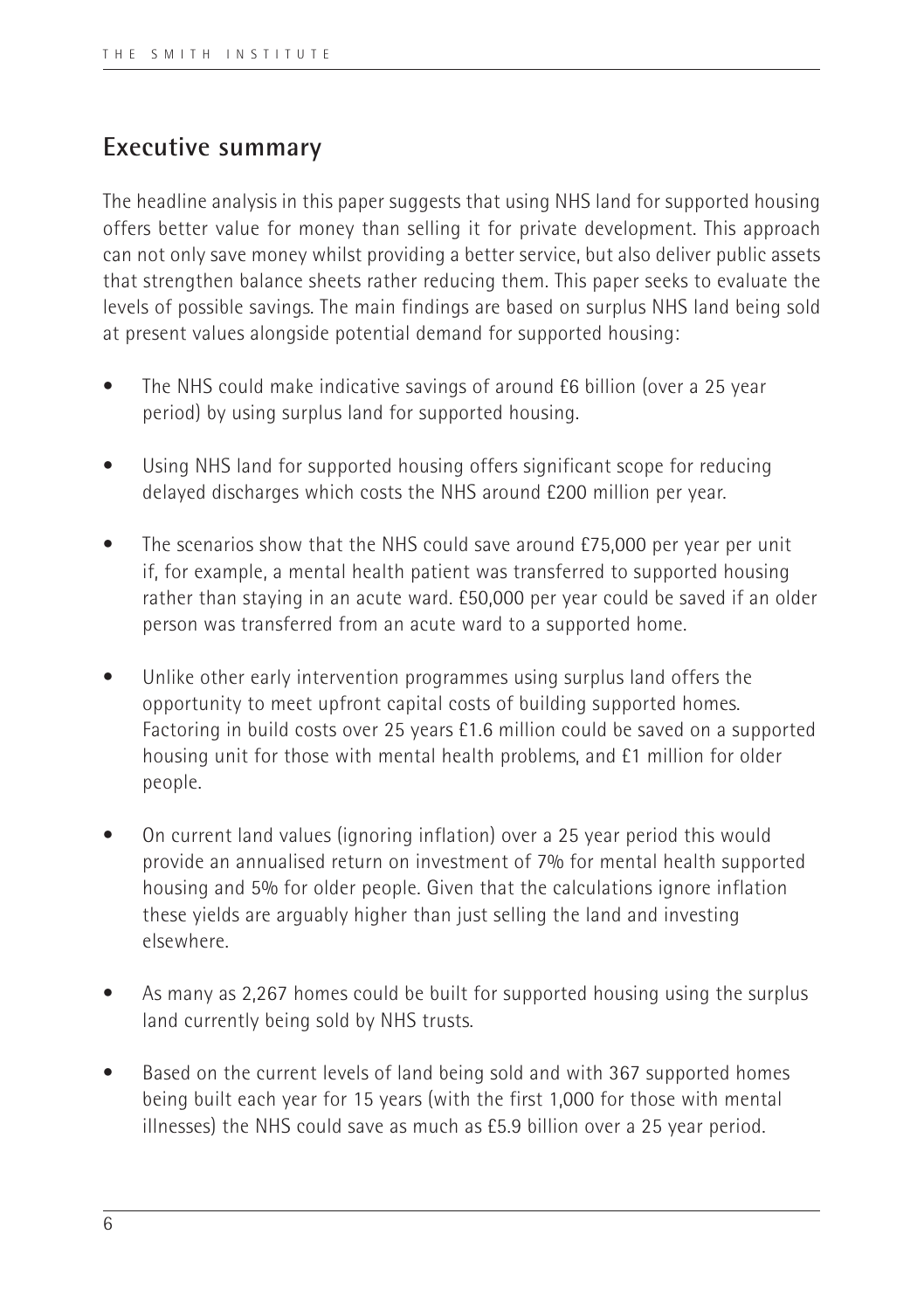## Executive summary

The headline analysis in this paper suggests that using NHS land for supported housing offers better value for money than selling it for private development. This approach can not only save money whilst providing a better service, but also deliver public assets that strengthen balance sheets rather reducing them. This paper seeks to evaluate the levels of possible savings. The main findings are based on surplus NHS land being sold at present values alongside potential demand for supported housing:

- The NHS could make indicative savings of around £6 billion (over a 25 year period) by using surplus land for supported housing.
- Using NHS land for supported housing offers significant scope for reducing delayed discharges which costs the NHS around £200 million per year.
- The scenarios show that the NHS could save around £75,000 per year per unit if, for example, a mental health patient was transferred to supported housing rather than staying in an acute ward. £50,000 per year could be saved if an older person was transferred from an acute ward to a supported home.
- Unlike other early intervention programmes using surplus land offers the opportunity to meet upfront capital costs of building supported homes. Factoring in build costs over 25 years £1.6 million could be saved on a supported housing unit for those with mental health problems, and £1 million for older people.
- On current land values (ignoring inflation) over a 25 year period this would provide an annualised return on investment of 7% for mental health supported housing and 5% for older people. Given that the calculations ignore inflation these yields are arguably higher than just selling the land and investing elsewhere.
- As many as 2,267 homes could be built for supported housing using the surplus land currently being sold by NHS trusts.
- Based on the current levels of land being sold and with 367 supported homes being built each year for 15 years (with the first 1,000 for those with mental illnesses) the NHS could save as much as £5.9 billion over a 25 year period.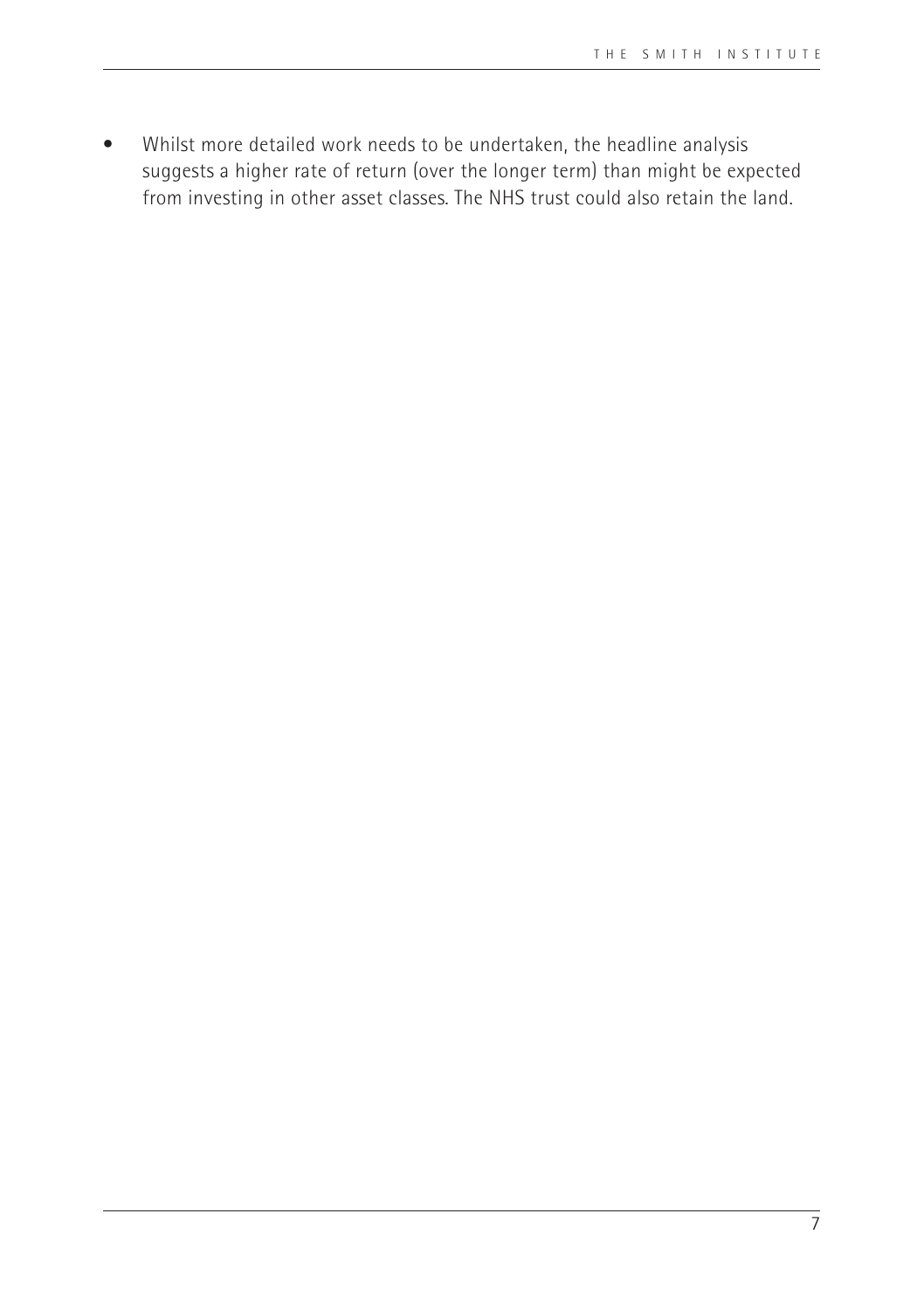- Whilst more detailed work needs to be undertaken, the headline analysis suggests a higher rate of return (over the longer term) than might be expected from investing in other asset classes. The NHS trust could also retain the land.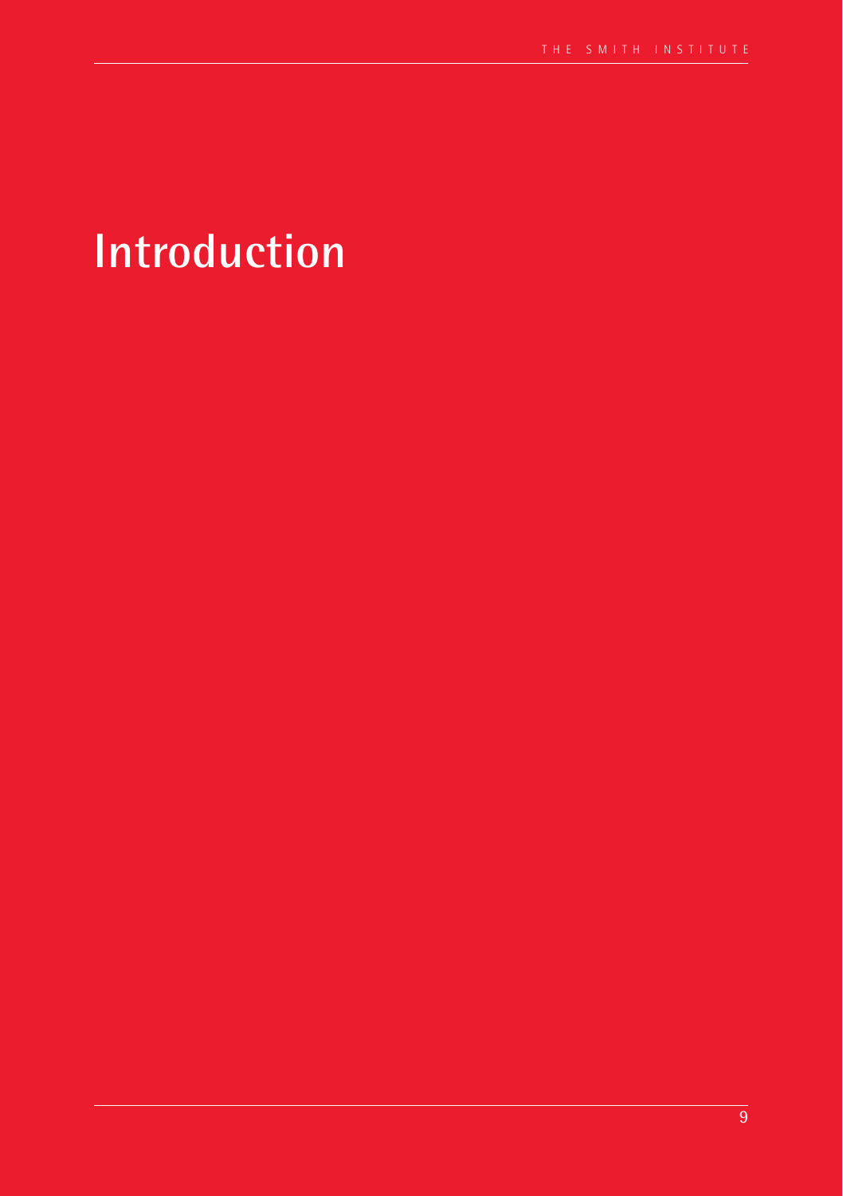# Introduction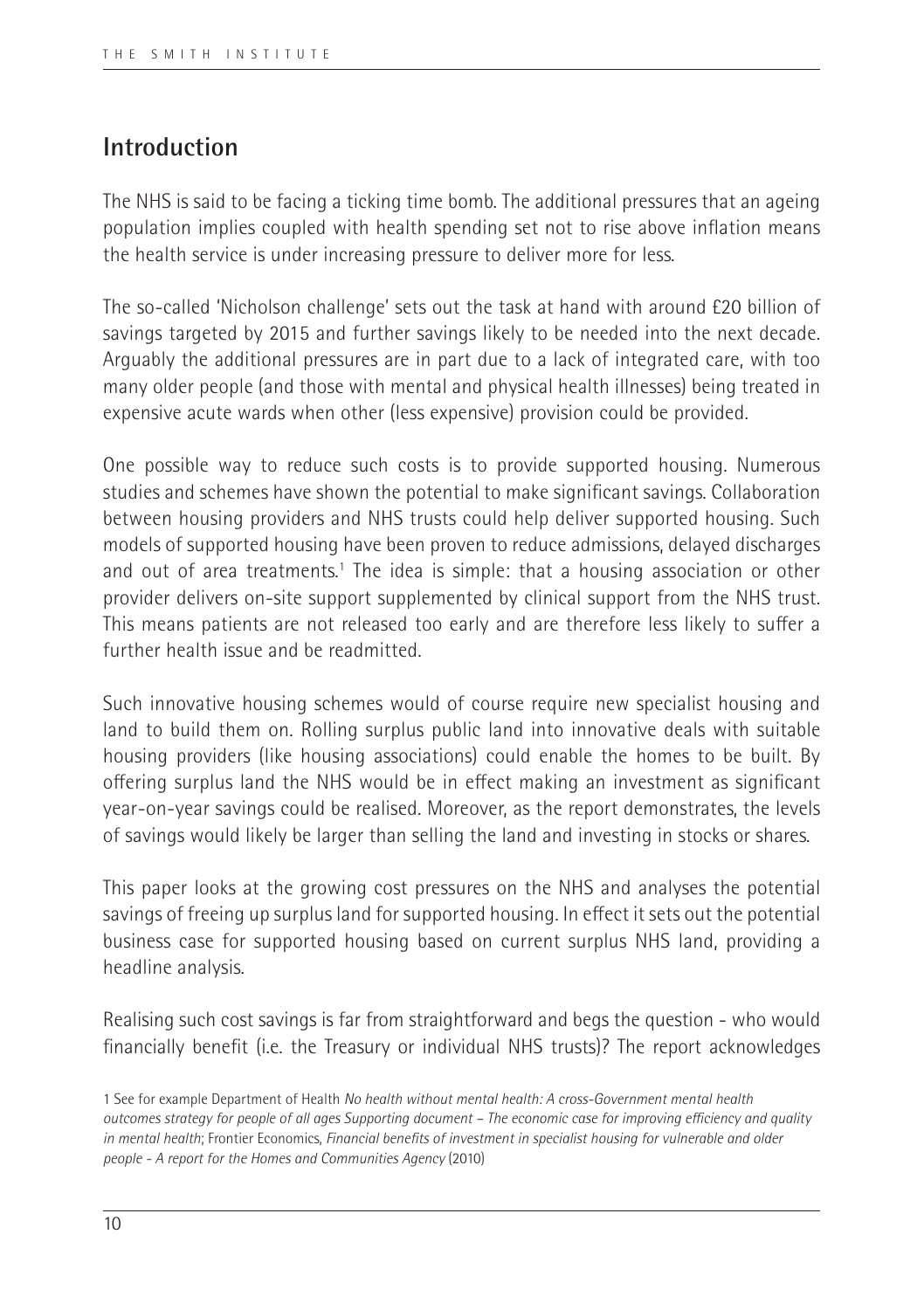## Introduction

The NHS is said to be facing a ticking time bomb. The additional pressures that an ageing population implies coupled with health spending set not to rise above inflation means the health service is under increasing pressure to deliver more for less.

The so-called 'Nicholson challenge' sets out the task at hand with around £20 billion of savings targeted by 2015 and further savings likely to be needed into the next decade. Arguably the additional pressures are in part due to a lack of integrated care, with too many older people (and those with mental and physical health illnesses) being treated in expensive acute wards when other (less expensive) provision could be provided.

One possible way to reduce such costs is to provide supported housing. Numerous studies and schemes have shown the potential to make significant savings. Collaboration between housing providers and NHS trusts could help deliver supported housing. Such models of supported housing have been proven to reduce admissions, delayed discharges and out of area treatments.[1] The idea is simple: that a housing association or other provider delivers on-site support supplemented by clinical support from the NHS trust. This means patients are not released too early and are therefore less likely to suffer a further health issue and be readmitted.

Such innovative housing schemes would of course require new specialist housing and land to build them on. Rolling surplus public land into innovative deals with suitable housing providers (like housing associations) could enable the homes to be built. By offering surplus land the NHS would be in effect making an investment as significant year-on-year savings could be realised. Moreover, as the report demonstrates, the levels of savings would likely be larger than selling the land and investing in stocks or shares.

This paper looks at the growing cost pressures on the NHS and analyses the potential savings of freeing up surplus land for supported housing. In effect it sets out the potential business case for supported housing based on current surplus NHS land, providing a headline analysis.

Realising such cost savings is far from straightforward and begs the question - who would financially benefit (i.e. the Treasury or individual NHS trusts)? The report acknowledges

1 See for example Department of Health *No health without mental health: A cross-Government mental health outcomes strategy for people of all ages Supporting document – The economic case for improving efficiency and quality in mental health*; Frontier Economics, *Financial benefits of investment in specialist housing for vulnerable and older people - A report for the Homes and Communities Agency* (2010)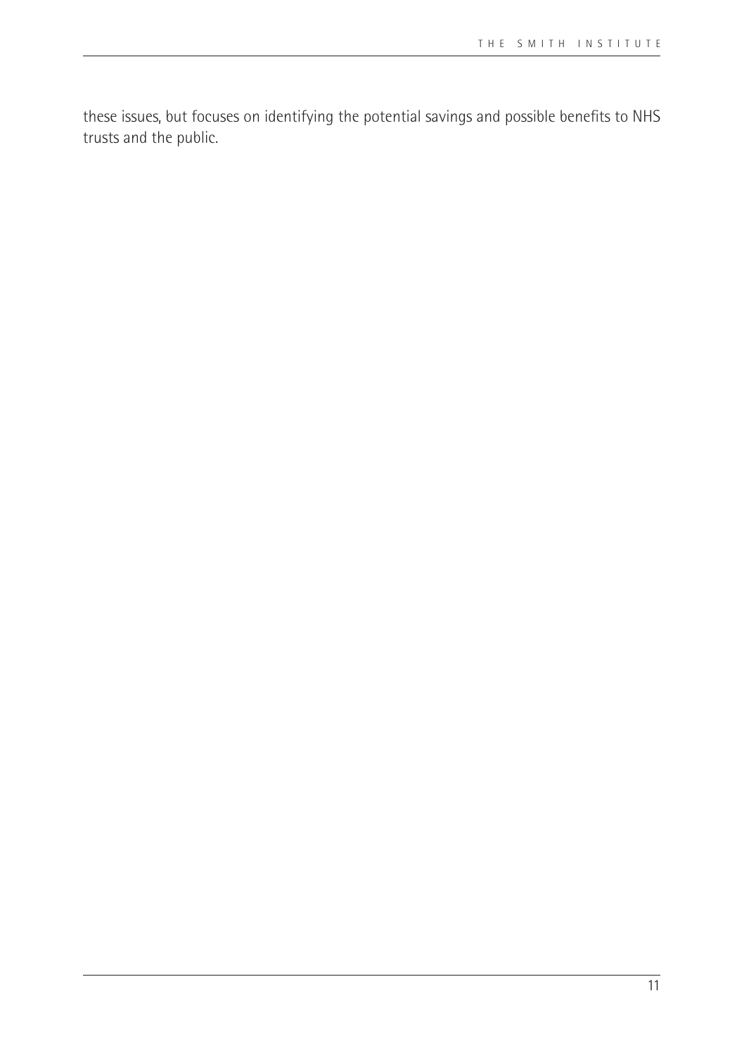these issues, but focuses on identifying the potential savings and possible benefits to NHS trusts and the public.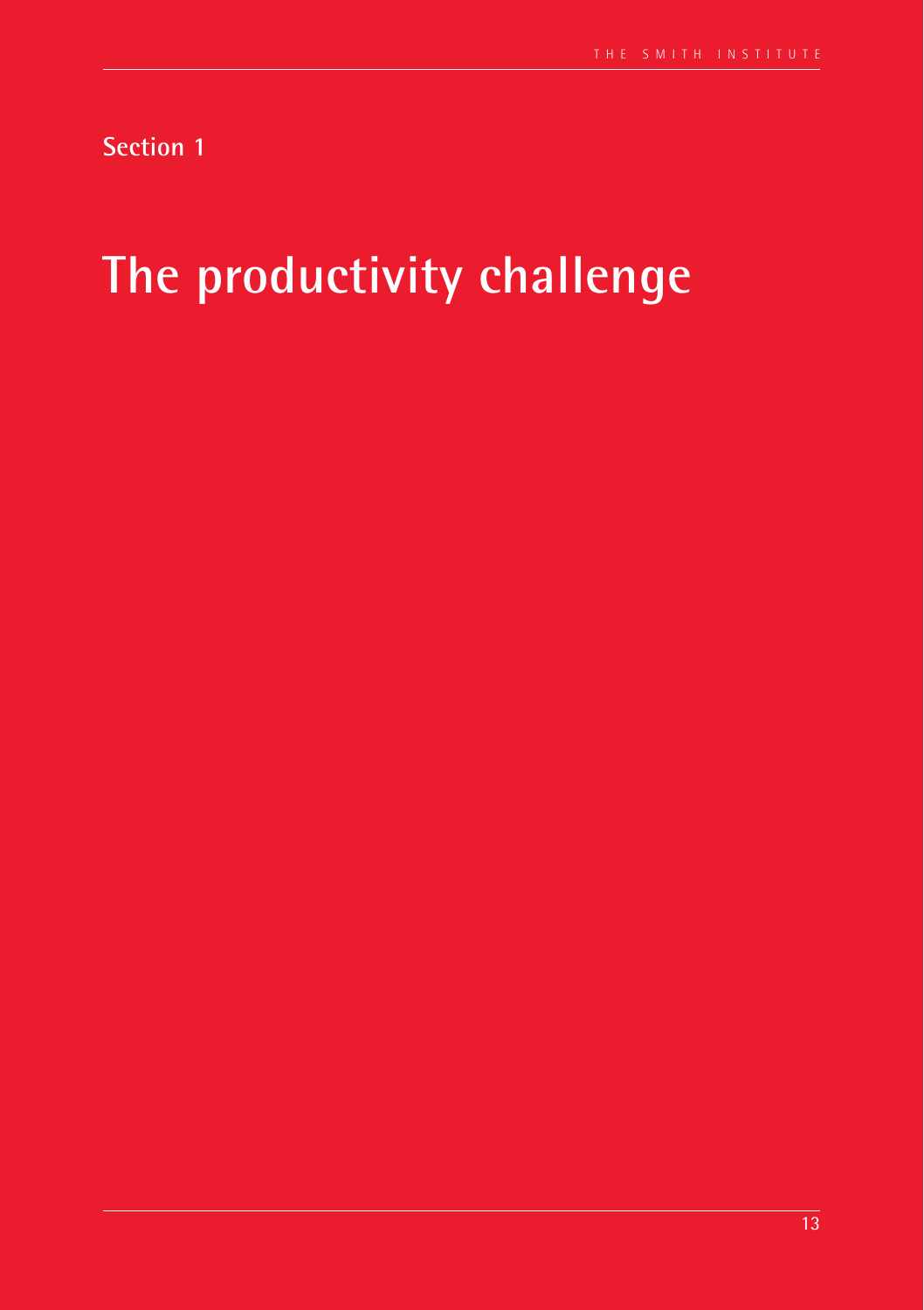Section 1

# The productivity challenge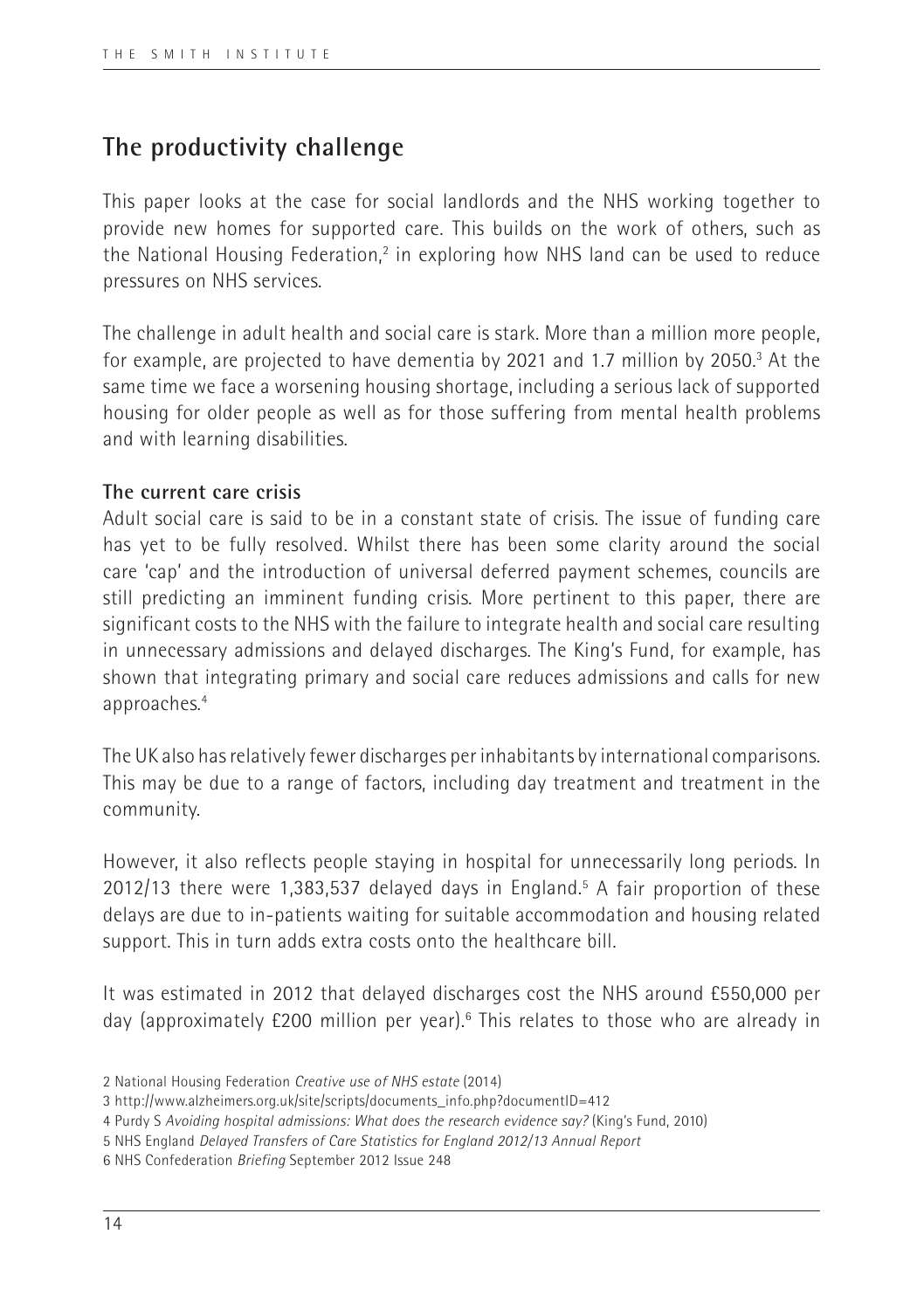## The productivity challenge

This paper looks at the case for social landlords and the NHS working together to provide new homes for supported care. This builds on the work of others, such as the National Housing Federation,[2] in exploring how NHS land can be used to reduce pressures on NHS services.

The challenge in adult health and social care is stark. More than a million more people, for example, are projected to have dementia by 2021 and 1.7 million by 2050.[3] At the same time we face a worsening housing shortage, including a serious lack of supported housing for older people as well as for those suffering from mental health problems and with learning disabilities.

### The current care crisis

Adult social care is said to be in a constant state of crisis. The issue of funding care has yet to be fully resolved. Whilst there has been some clarity around the social care 'cap' and the introduction of universal deferred payment schemes, councils are still predicting an imminent funding crisis. More pertinent to this paper, there are significant costs to the NHS with the failure to integrate health and social care resulting in unnecessary admissions and delayed discharges. The King's Fund, for example, has shown that integrating primary and social care reduces admissions and calls for new approaches.[4]

The UK also has relatively fewer discharges per inhabitants by international comparisons. This may be due to a range of factors, including day treatment and treatment in the community.

However, it also reflects people staying in hospital for unnecessarily long periods. In 2012/13 there were 1,383,537 delayed days in England.[5] A fair proportion of these delays are due to in-patients waiting for suitable accommodation and housing related support. This in turn adds extra costs onto the healthcare bill.

It was estimated in 2012 that delayed discharges cost the NHS around £550,000 per day (approximately £200 million per year).[6] This relates to those who are already in

2 National Housing Federation *Creative use of NHS estate* (2014)

3 http://www.alzheimers.org.uk/site/scripts/documents_info.php?documentID=412

4 Purdy S *Avoiding hospital admissions: What does the research evidence say?* (King's Fund, 2010)

5 NHS England *Delayed Transfers of Care Statistics for England 2012/13 Annual Report*

6 NHS Confederation *Briefing* September 2012 Issue 248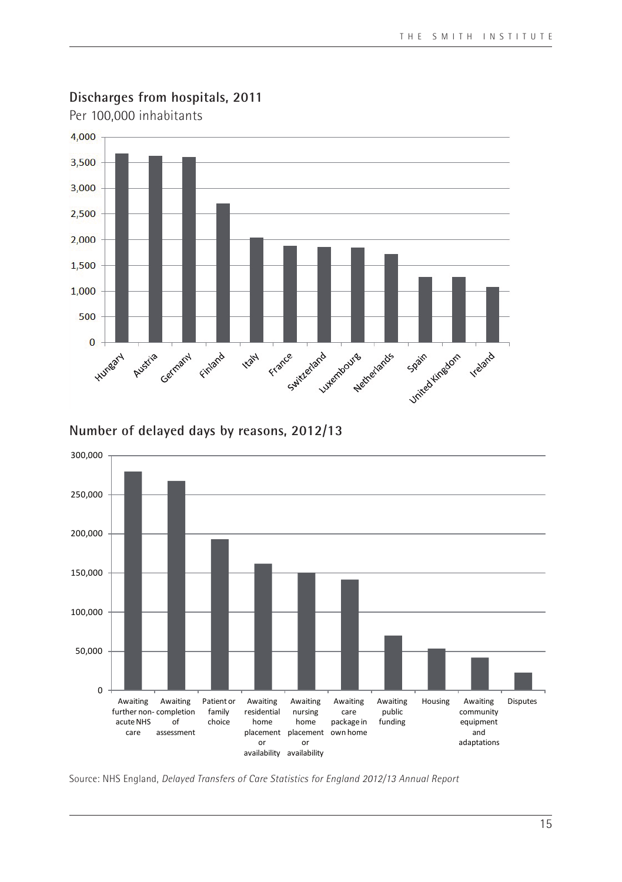**Discharges from hospitals, 2011**

Per 100,000 inhabitants

| Country | Discharges per 100,000 inhabitants |
|---|---|
| Hungary | ~3,680 |
| Austria | ~3,630 |
| Germany | ~3,600 |
| Finland | ~2,700 |
| Italy | ~2,030 |
| France | ~1,880 |
| Switzerland | ~1,860 |
| Luxembourg | ~1,850 |
| Netherlands | ~1,720 |
| Spain | ~1,270 |
| United Kingdom | ~1,270 |
| Ireland | ~1,080 |

**Number of delayed days by reasons, 2012/13**

| Reason | Number of delayed days |
|---|---|
| Awaiting further non-acute NHS care | ~279,000 |
| Awaiting completion of assessment | ~267,000 |
| Patient or family choice | ~193,000 |
| Awaiting residential home placement or availability | ~161,000 |
| Awaiting nursing home placement or availability | ~150,000 |
| Awaiting care package in own home | ~141,000 |
| Awaiting public funding | ~70,000 |
| Housing | ~53,000 |
| Awaiting community equipment and adaptations | ~42,000 |
| Disputes | ~22,000 |

Source: NHS England, *Delayed Transfers of Care Statistics for England 2012/13 Annual Report*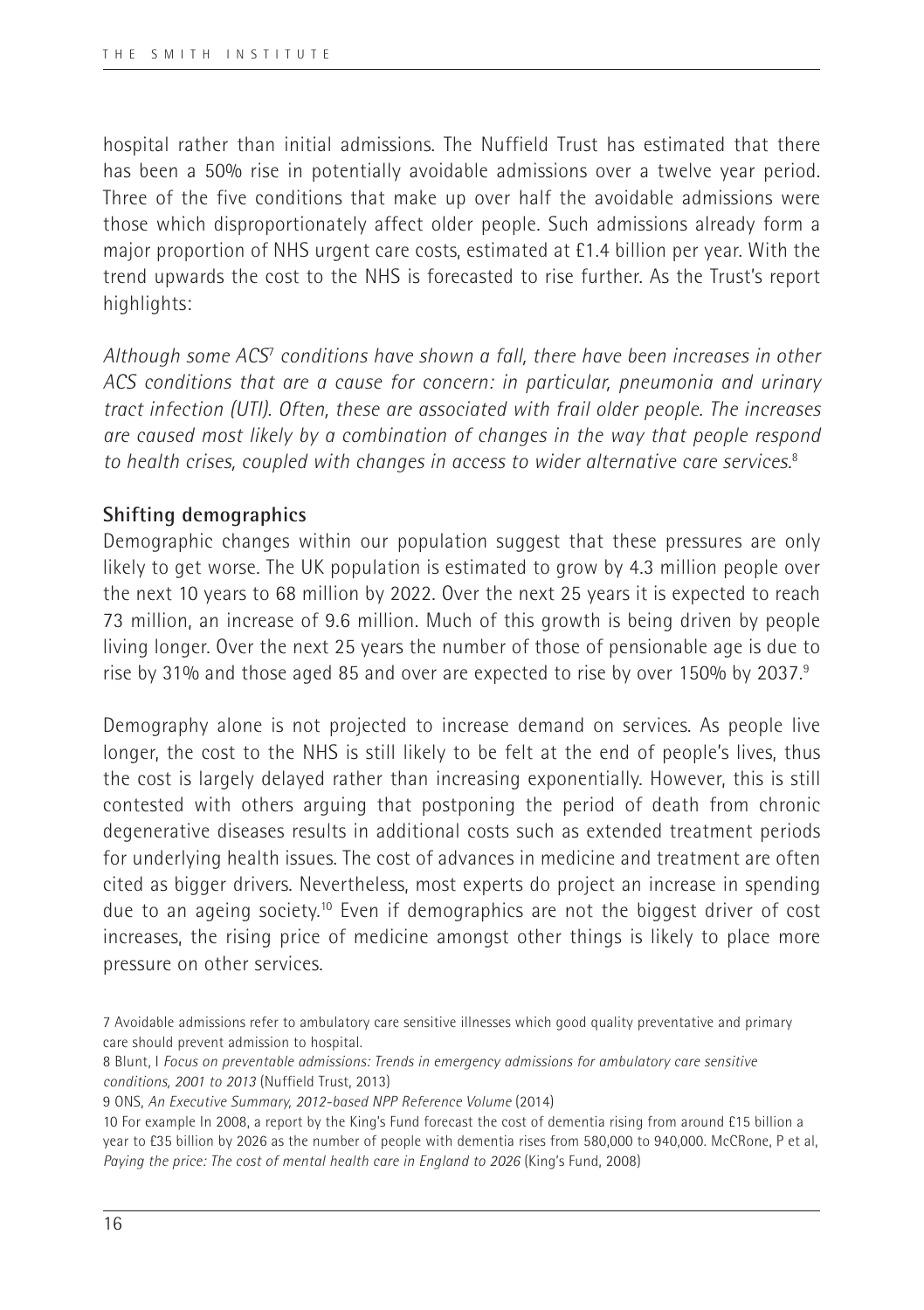hospital rather than initial admissions. The Nuffield Trust has estimated that there has been a 50% rise in potentially avoidable admissions over a twelve year period. Three of the five conditions that make up over half the avoidable admissions were those which disproportionately affect older people. Such admissions already form a major proportion of NHS urgent care costs, estimated at £1.4 billion per year. With the trend upwards the cost to the NHS is forecasted to rise further. As the Trust's report highlights:

*Although some ACS*[7] *conditions have shown a fall, there have been increases in other ACS conditions that are a cause for concern: in particular, pneumonia and urinary tract infection (UTI). Often, these are associated with frail older people. The increases are caused most likely by a combination of changes in the way that people respond to health crises, coupled with changes in access to wider alternative care services.*[8]

### Shifting demographics

Demographic changes within our population suggest that these pressures are only likely to get worse. The UK population is estimated to grow by 4.3 million people over the next 10 years to 68 million by 2022. Over the next 25 years it is expected to reach 73 million, an increase of 9.6 million. Much of this growth is being driven by people living longer. Over the next 25 years the number of those of pensionable age is due to rise by 31% and those aged 85 and over are expected to rise by over 150% by 2037.[9]

Demography alone is not projected to increase demand on services. As people live longer, the cost to the NHS is still likely to be felt at the end of people's lives, thus the cost is largely delayed rather than increasing exponentially. However, this is still contested with others arguing that postponing the period of death from chronic degenerative diseases results in additional costs such as extended treatment periods for underlying health issues. The cost of advances in medicine and treatment are often cited as bigger drivers. Nevertheless, most experts do project an increase in spending due to an ageing society.[10] Even if demographics are not the biggest driver of cost increases, the rising price of medicine amongst other things is likely to place more pressure on other services.

---

7 Avoidable admissions refer to ambulatory care sensitive illnesses which good quality preventative and primary care should prevent admission to hospital.

8 Blunt, I *Focus on preventable admissions: Trends in emergency admissions for ambulatory care sensitive conditions, 2001 to 2013* (Nuffield Trust, 2013)

9 ONS, *An Executive Summary, 2012-based NPP Reference Volume* (2014)

10 For example In 2008, a report by the King's Fund forecast the cost of dementia rising from around £15 billion a year to £35 billion by 2026 as the number of people with dementia rises from 580,000 to 940,000. McCRone, P et al, *Paying the price: The cost of mental health care in England to 2026* (King's Fund, 2008)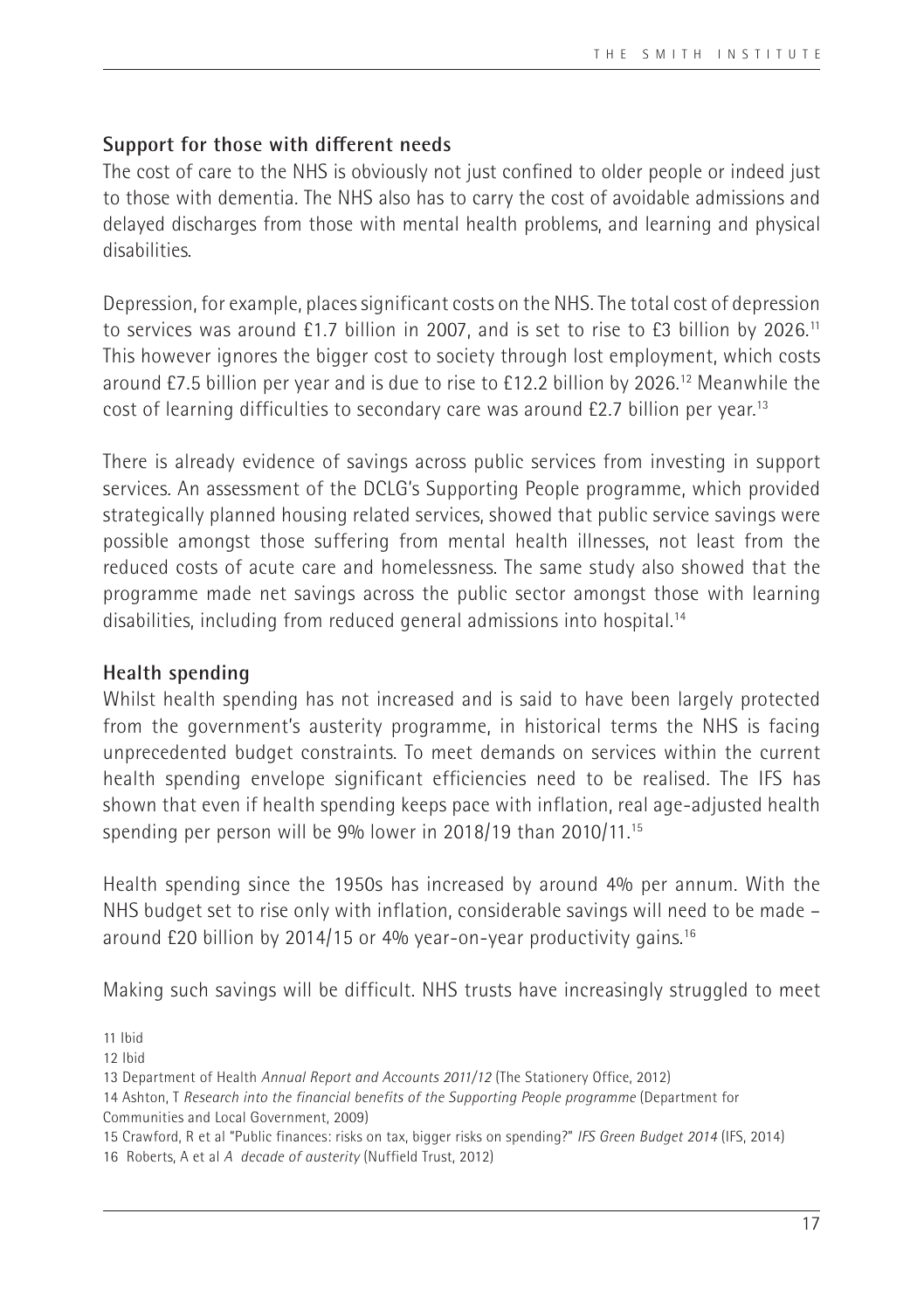### Support for those with different needs

The cost of care to the NHS is obviously not just confined to older people or indeed just to those with dementia. The NHS also has to carry the cost of avoidable admissions and delayed discharges from those with mental health problems, and learning and physical disabilities.

Depression, for example, places significant costs on the NHS. The total cost of depression to services was around £1.7 billion in 2007, and is set to rise to £3 billion by 2026.[11] This however ignores the bigger cost to society through lost employment, which costs around £7.5 billion per year and is due to rise to £12.2 billion by 2026.[12] Meanwhile the cost of learning difficulties to secondary care was around £2.7 billion per year.[13]

There is already evidence of savings across public services from investing in support services. An assessment of the DCLG's Supporting People programme, which provided strategically planned housing related services, showed that public service savings were possible amongst those suffering from mental health illnesses, not least from the reduced costs of acute care and homelessness. The same study also showed that the programme made net savings across the public sector amongst those with learning disabilities, including from reduced general admissions into hospital.[14]

### Health spending

Whilst health spending has not increased and is said to have been largely protected from the government's austerity programme, in historical terms the NHS is facing unprecedented budget constraints. To meet demands on services within the current health spending envelope significant efficiencies need to be realised. The IFS has shown that even if health spending keeps pace with inflation, real age-adjusted health spending per person will be 9% lower in 2018/19 than 2010/11.[15]

Health spending since the 1950s has increased by around 4% per annum. With the NHS budget set to rise only with inflation, considerable savings will need to be made – around £20 billion by 2014/15 or 4% year-on-year productivity gains.[16]

Making such savings will be difficult. NHS trusts have increasingly struggled to meet

11 Ibid

12 Ibid

13 Department of Health *Annual Report and Accounts 2011/12* (The Stationery Office, 2012)

14 Ashton, T *Research into the financial benefits of the Supporting People programme* (Department for Communities and Local Government, 2009)

15 Crawford, R et al "Public finances: risks on tax, bigger risks on spending?" *IFS Green Budget 2014* (IFS, 2014)

16 Roberts, A et al *A decade of austerity* (Nuffield Trust, 2012)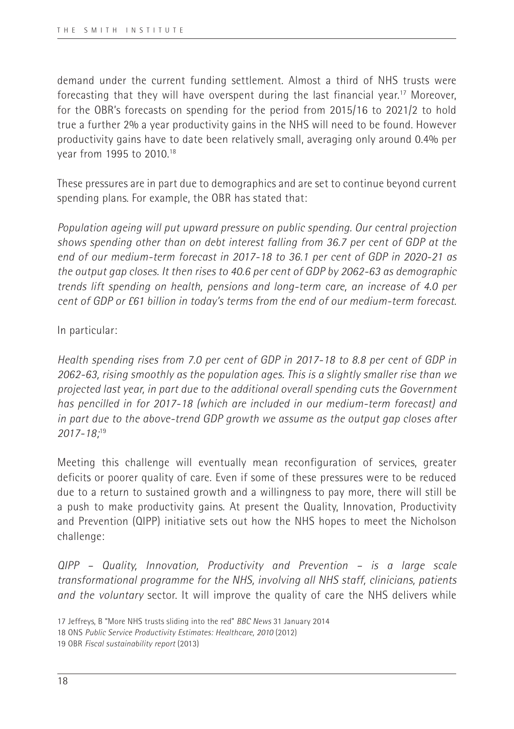demand under the current funding settlement. Almost a third of NHS trusts were forecasting that they will have overspent during the last financial year.[17] Moreover, for the OBR's forecasts on spending for the period from 2015/16 to 2021/2 to hold true a further 2% a year productivity gains in the NHS will need to be found. However productivity gains have to date been relatively small, averaging only around 0.4% per year from 1995 to 2010.[18]

These pressures are in part due to demographics and are set to continue beyond current spending plans. For example, the OBR has stated that:

*Population ageing will put upward pressure on public spending. Our central projection shows spending other than on debt interest falling from 36.7 per cent of GDP at the end of our medium-term forecast in 2017-18 to 36.1 per cent of GDP in 2020-21 as the output gap closes. It then rises to 40.6 per cent of GDP by 2062-63 as demographic trends lift spending on health, pensions and long-term care, an increase of 4.0 per cent of GDP or £61 billion in today's terms from the end of our medium-term forecast.*

In particular:

*Health spending rises from 7.0 per cent of GDP in 2017-18 to 8.8 per cent of GDP in 2062-63, rising smoothly as the population ages. This is a slightly smaller rise than we projected last year, in part due to the additional overall spending cuts the Government has pencilled in for 2017-18 (which are included in our medium-term forecast) and in part due to the above-trend GDP growth we assume as the output gap closes after 2017-18;*[19]

Meeting this challenge will eventually mean reconfiguration of services, greater deficits or poorer quality of care. Even if some of these pressures were to be reduced due to a return to sustained growth and a willingness to pay more, there will still be a push to make productivity gains. At present the Quality, Innovation, Productivity and Prevention (QIPP) initiative sets out how the NHS hopes to meet the Nicholson challenge:

*QIPP – Quality, Innovation, Productivity and Prevention – is a large scale transformational programme for the NHS, involving all NHS staff, clinicians, patients and the voluntary* sector. It will improve the quality of care the NHS delivers while

17 Jeffreys, B "More NHS trusts sliding into the red" *BBC News* 31 January 2014

18 ONS *Public Service Productivity Estimates: Healthcare, 2010* (2012)

19 OBR *Fiscal sustainability report* (2013)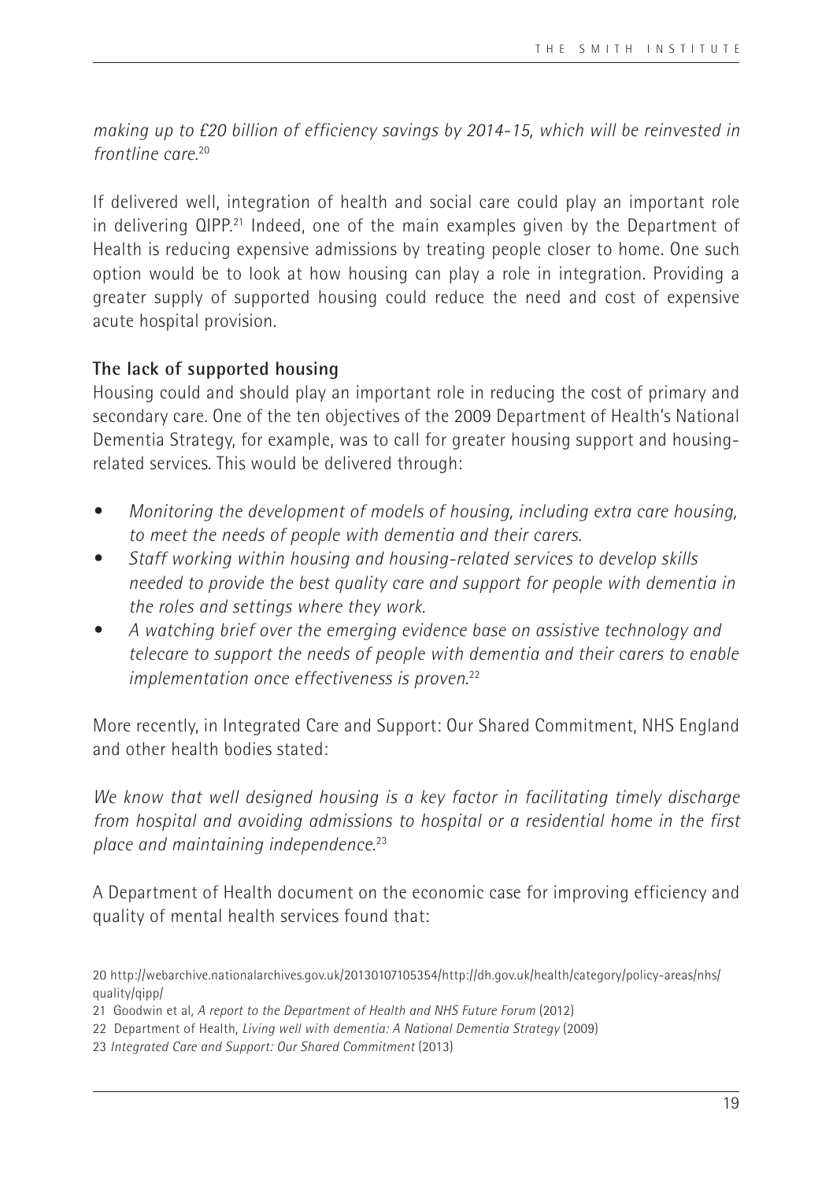*making up to £20 billion of efficiency savings by 2014-15, which will be reinvested in frontline care.*[20]

If delivered well, integration of health and social care could play an important role in delivering QIPP.[21] Indeed, one of the main examples given by the Department of Health is reducing expensive admissions by treating people closer to home. One such option would be to look at how housing can play a role in integration. Providing a greater supply of supported housing could reduce the need and cost of expensive acute hospital provision.

**The lack of supported housing**

Housing could and should play an important role in reducing the cost of primary and secondary care. One of the ten objectives of the 2009 Department of Health's National Dementia Strategy, for example, was to call for greater housing support and housing-related services. This would be delivered through:

- *Monitoring the development of models of housing, including extra care housing, to meet the needs of people with dementia and their carers.*
- *Staff working within housing and housing-related services to develop skills needed to provide the best quality care and support for people with dementia in the roles and settings where they work.*
- *A watching brief over the emerging evidence base on assistive technology and telecare to support the needs of people with dementia and their carers to enable implementation once effectiveness is proven.*[22]

More recently, in Integrated Care and Support: Our Shared Commitment, NHS England and other health bodies stated:

*We know that well designed housing is a key factor in facilitating timely discharge from hospital and avoiding admissions to hospital or a residential home in the first place and maintaining independence.*[23]

A Department of Health document on the economic case for improving efficiency and quality of mental health services found that:

---

20 http://webarchive.nationalarchives.gov.uk/20130107105354/http://dh.gov.uk/health/category/policy-areas/nhs/quality/qipp/

21 Goodwin et al, *A report to the Department of Health and NHS Future Forum* (2012)

22 Department of Health, *Living well with dementia: A National Dementia Strategy* (2009)

23 *Integrated Care and Support: Our Shared Commitment* (2013)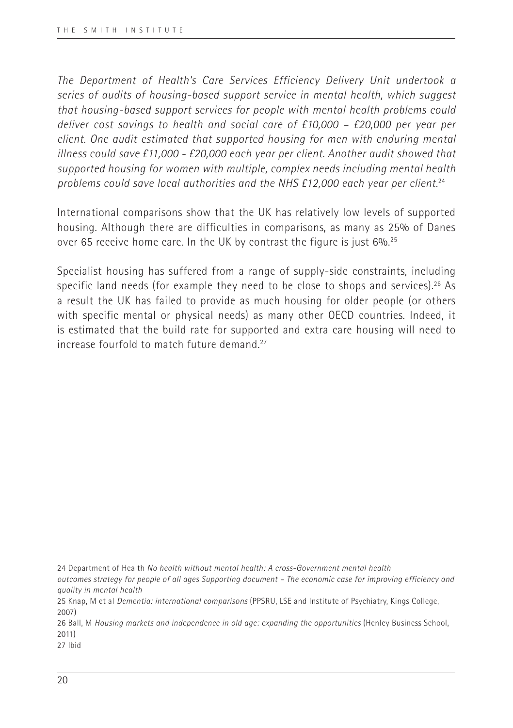*The Department of Health's Care Services Efficiency Delivery Unit undertook a series of audits of housing-based support service in mental health, which suggest that housing-based support services for people with mental health problems could deliver cost savings to health and social care of £10,000 – £20,000 per year per client. One audit estimated that supported housing for men with enduring mental illness could save £11,000 - £20,000 each year per client. Another audit showed that supported housing for women with multiple, complex needs including mental health problems could save local authorities and the NHS £12,000 each year per client.*[24]

International comparisons show that the UK has relatively low levels of supported housing. Although there are difficulties in comparisons, as many as 25% of Danes over 65 receive home care. In the UK by contrast the figure is just 6%.[25]

Specialist housing has suffered from a range of supply-side constraints, including specific land needs (for example they need to be close to shops and services).[26] As a result the UK has failed to provide as much housing for older people (or others with specific mental or physical needs) as many other OECD countries. Indeed, it is estimated that the build rate for supported and extra care housing will need to increase fourfold to match future demand.[27]

24 Department of Health *No health without mental health: A cross-Government mental health outcomes strategy for people of all ages Supporting document – The economic case for improving efficiency and quality in mental health*

25 Knap, M et al *Dementia: international comparisons* (PPSRU, LSE and Institute of Psychiatry, Kings College, 2007)

26 Ball, M *Housing markets and independence in old age: expanding the opportunities* (Henley Business School, 2011)

27 Ibid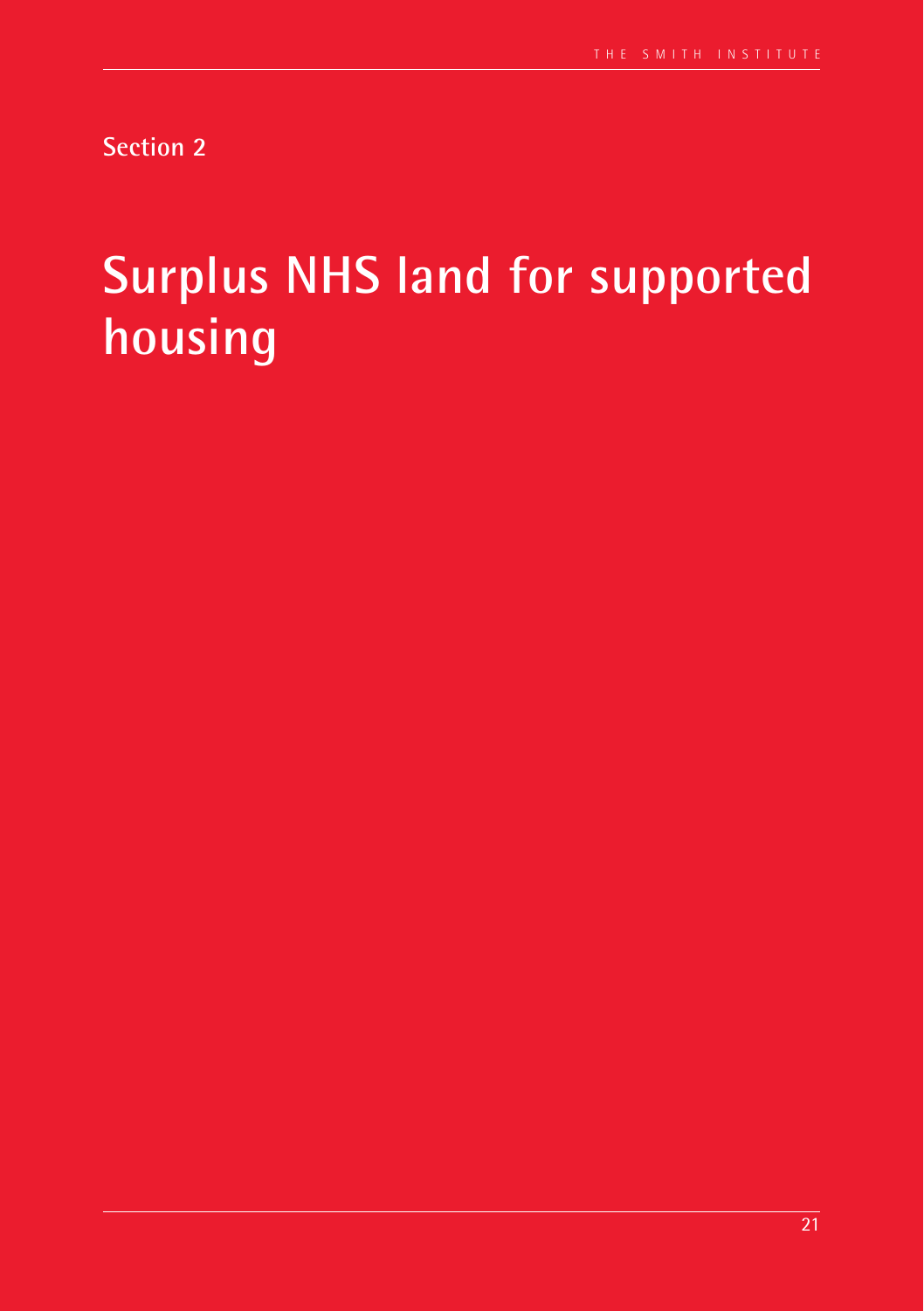Section 2

# Surplus NHS land for supported housing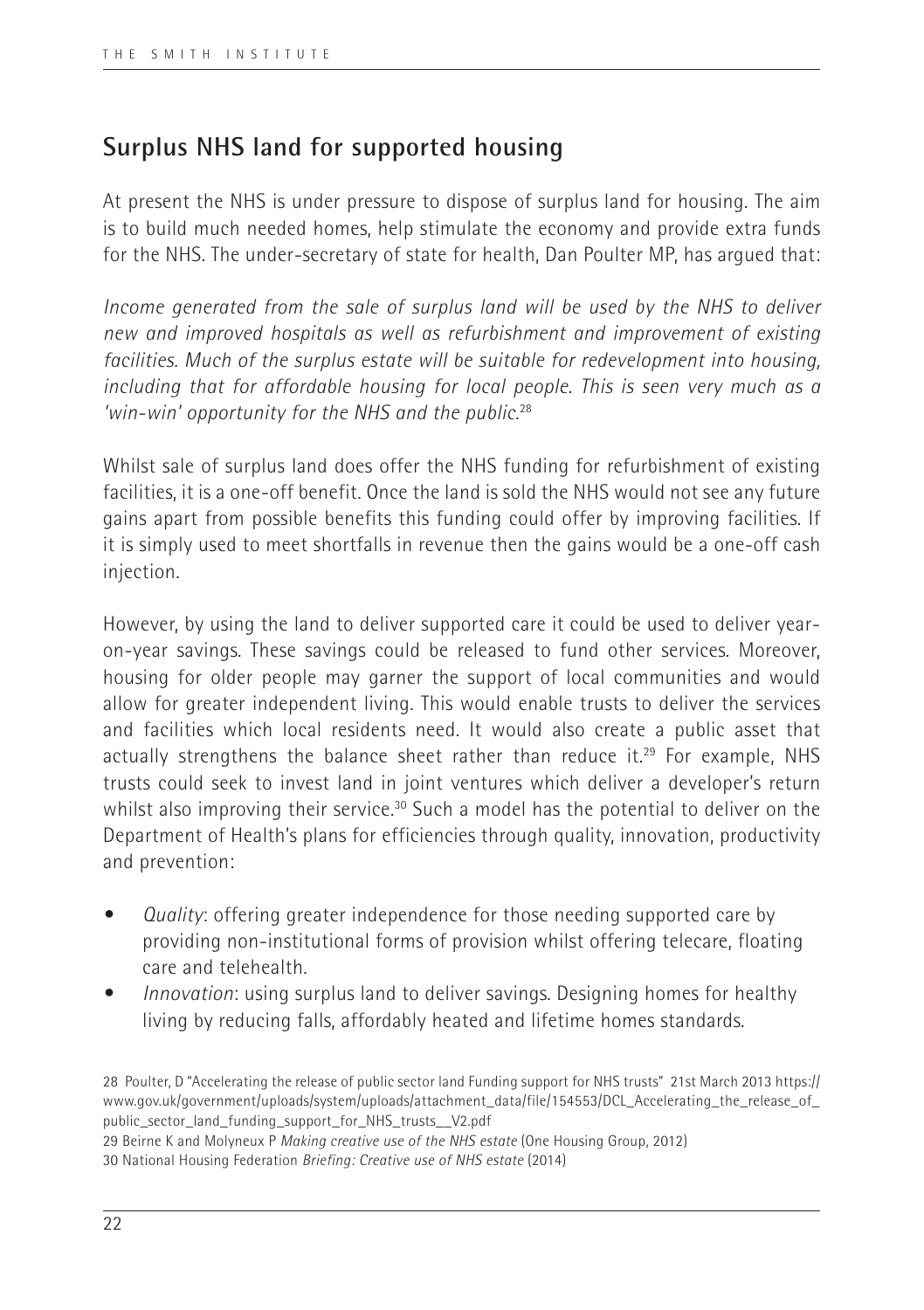## Surplus NHS land for supported housing

At present the NHS is under pressure to dispose of surplus land for housing. The aim is to build much needed homes, help stimulate the economy and provide extra funds for the NHS. The under-secretary of state for health, Dan Poulter MP, has argued that:

*Income generated from the sale of surplus land will be used by the NHS to deliver new and improved hospitals as well as refurbishment and improvement of existing facilities. Much of the surplus estate will be suitable for redevelopment into housing, including that for affordable housing for local people. This is seen very much as a 'win-win' opportunity for the NHS and the public.*[28]

Whilst sale of surplus land does offer the NHS funding for refurbishment of existing facilities, it is a one-off benefit. Once the land is sold the NHS would not see any future gains apart from possible benefits this funding could offer by improving facilities. If it is simply used to meet shortfalls in revenue then the gains would be a one-off cash injection.

However, by using the land to deliver supported care it could be used to deliver year-on-year savings. These savings could be released to fund other services. Moreover, housing for older people may garner the support of local communities and would allow for greater independent living. This would enable trusts to deliver the services and facilities which local residents need. It would also create a public asset that actually strengthens the balance sheet rather than reduce it.[29] For example, NHS trusts could seek to invest land in joint ventures which deliver a developer's return whilst also improving their service.[30] Such a model has the potential to deliver on the Department of Health's plans for efficiencies through quality, innovation, productivity and prevention:

- *Quality*: offering greater independence for those needing supported care by providing non-institutional forms of provision whilst offering telecare, floating care and telehealth.
- *Innovation*: using surplus land to deliver savings. Designing homes for healthy living by reducing falls, affordably heated and lifetime homes standards.

28 Poulter, D "Accelerating the release of public sector land Funding support for NHS trusts" 21st March 2013 https://www.gov.uk/government/uploads/system/uploads/attachment_data/file/154553/DCL_Accelerating_the_release_of_public_sector_land_funding_support_for_NHS_trusts__V2.pdf

29 Beirne K and Molyneux P *Making creative use of the NHS estate* (One Housing Group, 2012)

30 National Housing Federation *Briefing: Creative use of NHS estate* (2014)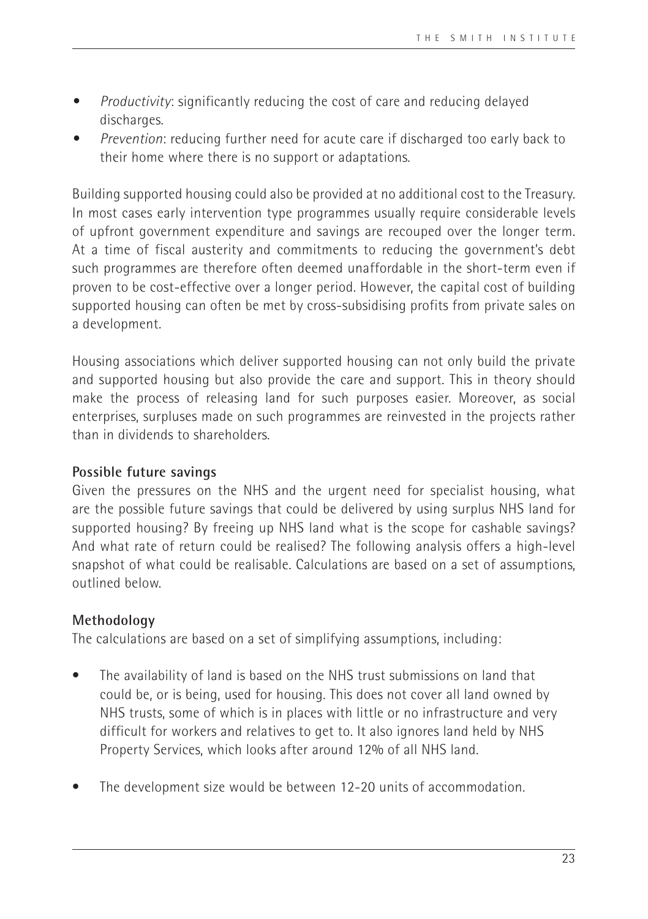- *Productivity*: significantly reducing the cost of care and reducing delayed discharges.
- *Prevention*: reducing further need for acute care if discharged too early back to their home where there is no support or adaptations.

Building supported housing could also be provided at no additional cost to the Treasury. In most cases early intervention type programmes usually require considerable levels of upfront government expenditure and savings are recouped over the longer term. At a time of fiscal austerity and commitments to reducing the government's debt such programmes are therefore often deemed unaffordable in the short-term even if proven to be cost-effective over a longer period. However, the capital cost of building supported housing can often be met by cross-subsidising profits from private sales on a development.

Housing associations which deliver supported housing can not only build the private and supported housing but also provide the care and support. This in theory should make the process of releasing land for such purposes easier. Moreover, as social enterprises, surpluses made on such programmes are reinvested in the projects rather than in dividends to shareholders.

**Possible future savings**

Given the pressures on the NHS and the urgent need for specialist housing, what are the possible future savings that could be delivered by using surplus NHS land for supported housing? By freeing up NHS land what is the scope for cashable savings? And what rate of return could be realised? The following analysis offers a high-level snapshot of what could be realisable. Calculations are based on a set of assumptions, outlined below.

**Methodology**

The calculations are based on a set of simplifying assumptions, including:

- The availability of land is based on the NHS trust submissions on land that could be, or is being, used for housing. This does not cover all land owned by NHS trusts, some of which is in places with little or no infrastructure and very difficult for workers and relatives to get to. It also ignores land held by NHS Property Services, which looks after around 12% of all NHS land.
- The development size would be between 12-20 units of accommodation.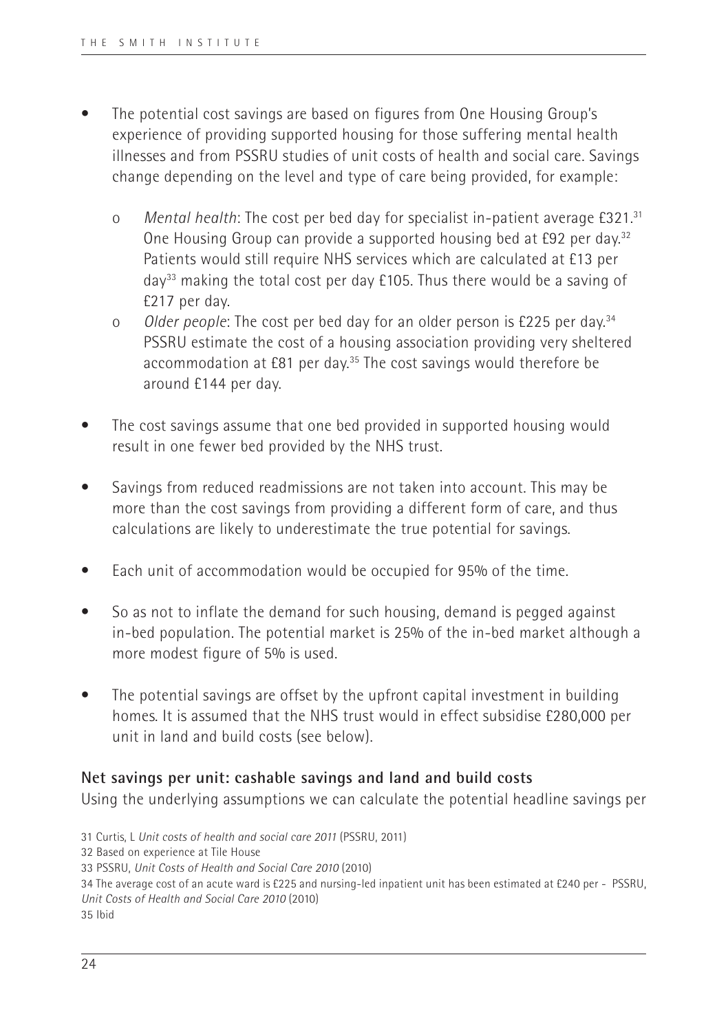- The potential cost savings are based on figures from One Housing Group's experience of providing supported housing for those suffering mental health illnesses and from PSSRU studies of unit costs of health and social care. Savings change depending on the level and type of care being provided, for example:
  - *Mental health*: The cost per bed day for specialist in-patient average £321.[31] One Housing Group can provide a supported housing bed at £92 per day.[32] Patients would still require NHS services which are calculated at £13 per day[33] making the total cost per day £105. Thus there would be a saving of £217 per day.
  - *Older people*: The cost per bed day for an older person is £225 per day.[34] PSSRU estimate the cost of a housing association providing very sheltered accommodation at £81 per day.[35] The cost savings would therefore be around £144 per day.
- The cost savings assume that one bed provided in supported housing would result in one fewer bed provided by the NHS trust.
- Savings from reduced readmissions are not taken into account. This may be more than the cost savings from providing a different form of care, and thus calculations are likely to underestimate the true potential for savings.
- Each unit of accommodation would be occupied for 95% of the time.
- So as not to inflate the demand for such housing, demand is pegged against in-bed population. The potential market is 25% of the in-bed market although a more modest figure of 5% is used.
- The potential savings are offset by the upfront capital investment in building homes. It is assumed that the NHS trust would in effect subsidise £280,000 per unit in land and build costs (see below).

**Net savings per unit: cashable savings and land and build costs**

Using the underlying assumptions we can calculate the potential headline savings per

31 Curtis, L *Unit costs of health and social care 2011* (PSSRU, 2011)

32 Based on experience at Tile House

33 PSSRU, *Unit Costs of Health and Social Care 2010* (2010)

34 The average cost of an acute ward is £225 and nursing-led inpatient unit has been estimated at £240 per - PSSRU, *Unit Costs of Health and Social Care 2010* (2010)

35 Ibid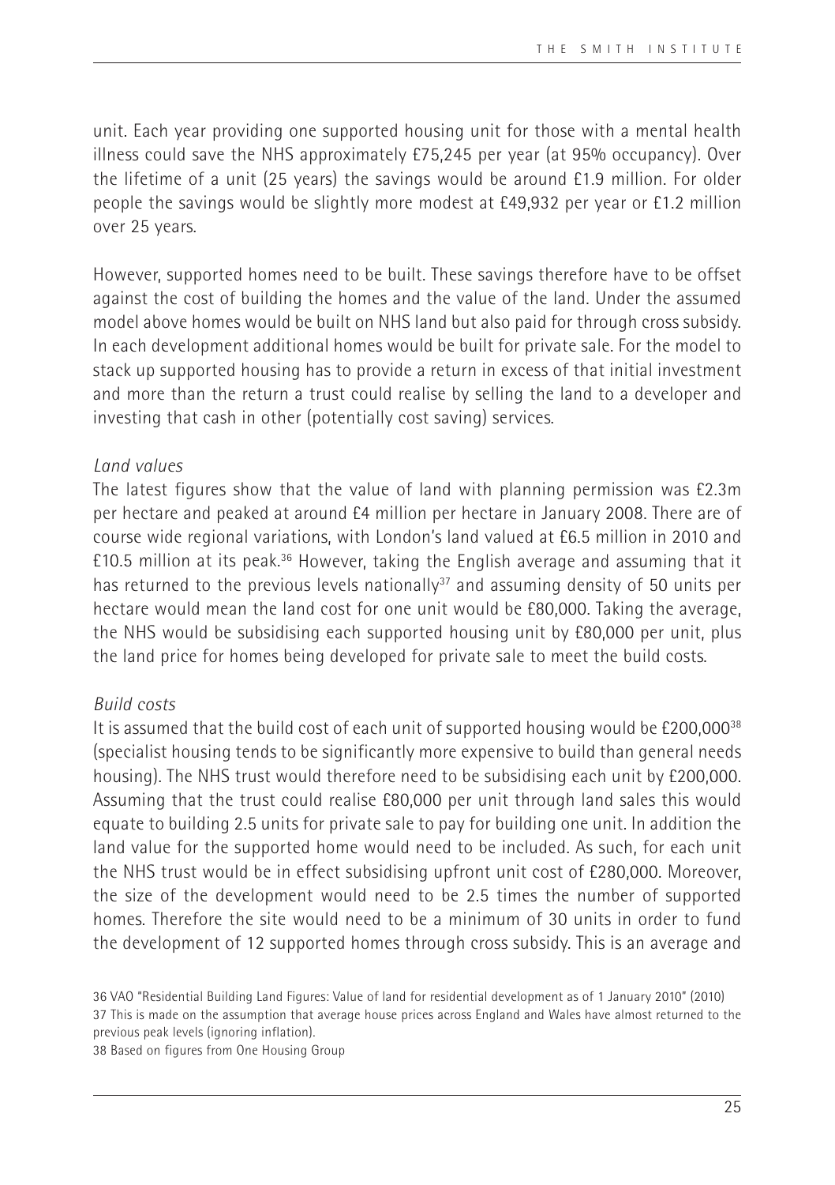unit. Each year providing one supported housing unit for those with a mental health illness could save the NHS approximately £75,245 per year (at 95% occupancy). Over the lifetime of a unit (25 years) the savings would be around £1.9 million. For older people the savings would be slightly more modest at £49,932 per year or £1.2 million over 25 years.

However, supported homes need to be built. These savings therefore have to be offset against the cost of building the homes and the value of the land. Under the assumed model above homes would be built on NHS land but also paid for through cross subsidy. In each development additional homes would be built for private sale. For the model to stack up supported housing has to provide a return in excess of that initial investment and more than the return a trust could realise by selling the land to a developer and investing that cash in other (potentially cost saving) services.

*Land values*

The latest figures show that the value of land with planning permission was £2.3m per hectare and peaked at around £4 million per hectare in January 2008. There are of course wide regional variations, with London's land valued at £6.5 million in 2010 and £10.5 million at its peak.[36] However, taking the English average and assuming that it has returned to the previous levels nationally[37] and assuming density of 50 units per hectare would mean the land cost for one unit would be £80,000. Taking the average, the NHS would be subsidising each supported housing unit by £80,000 per unit, plus the land price for homes being developed for private sale to meet the build costs.

*Build costs*

It is assumed that the build cost of each unit of supported housing would be £200,000[38] (specialist housing tends to be significantly more expensive to build than general needs housing). The NHS trust would therefore need to be subsidising each unit by £200,000. Assuming that the trust could realise £80,000 per unit through land sales this would equate to building 2.5 units for private sale to pay for building one unit. In addition the land value for the supported home would need to be included. As such, for each unit the NHS trust would be in effect subsidising upfront unit cost of £280,000. Moreover, the size of the development would need to be 2.5 times the number of supported homes. Therefore the site would need to be a minimum of 30 units in order to fund the development of 12 supported homes through cross subsidy. This is an average and

36 VAO "Residential Building Land Figures: Value of land for residential development as of 1 January 2010" (2010)

37 This is made on the assumption that average house prices across England and Wales have almost returned to the previous peak levels (ignoring inflation).

38 Based on figures from One Housing Group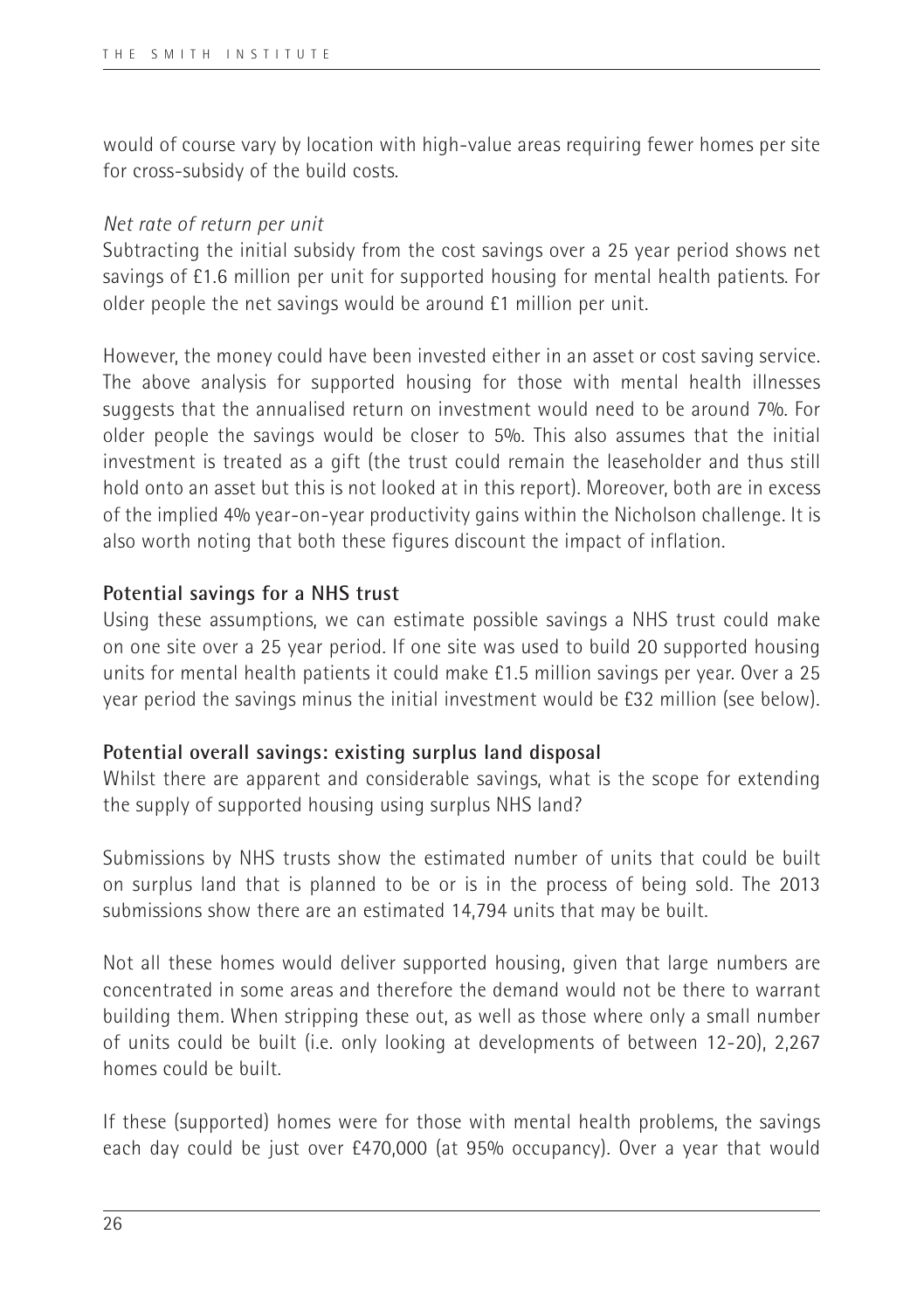would of course vary by location with high-value areas requiring fewer homes per site for cross-subsidy of the build costs.

*Net rate of return per unit*

Subtracting the initial subsidy from the cost savings over a 25 year period shows net savings of £1.6 million per unit for supported housing for mental health patients. For older people the net savings would be around £1 million per unit.

However, the money could have been invested either in an asset or cost saving service. The above analysis for supported housing for those with mental health illnesses suggests that the annualised return on investment would need to be around 7%. For older people the savings would be closer to 5%. This also assumes that the initial investment is treated as a gift (the trust could remain the leaseholder and thus still hold onto an asset but this is not looked at in this report). Moreover, both are in excess of the implied 4% year-on-year productivity gains within the Nicholson challenge. It is also worth noting that both these figures discount the impact of inflation.

**Potential savings for a NHS trust**

Using these assumptions, we can estimate possible savings a NHS trust could make on one site over a 25 year period. If one site was used to build 20 supported housing units for mental health patients it could make £1.5 million savings per year. Over a 25 year period the savings minus the initial investment would be £32 million (see below).

**Potential overall savings: existing surplus land disposal**

Whilst there are apparent and considerable savings, what is the scope for extending the supply of supported housing using surplus NHS land?

Submissions by NHS trusts show the estimated number of units that could be built on surplus land that is planned to be or is in the process of being sold. The 2013 submissions show there are an estimated 14,794 units that may be built.

Not all these homes would deliver supported housing, given that large numbers are concentrated in some areas and therefore the demand would not be there to warrant building them. When stripping these out, as well as those where only a small number of units could be built (i.e. only looking at developments of between 12-20), 2,267 homes could be built.

If these (supported) homes were for those with mental health problems, the savings each day could be just over £470,000 (at 95% occupancy). Over a year that would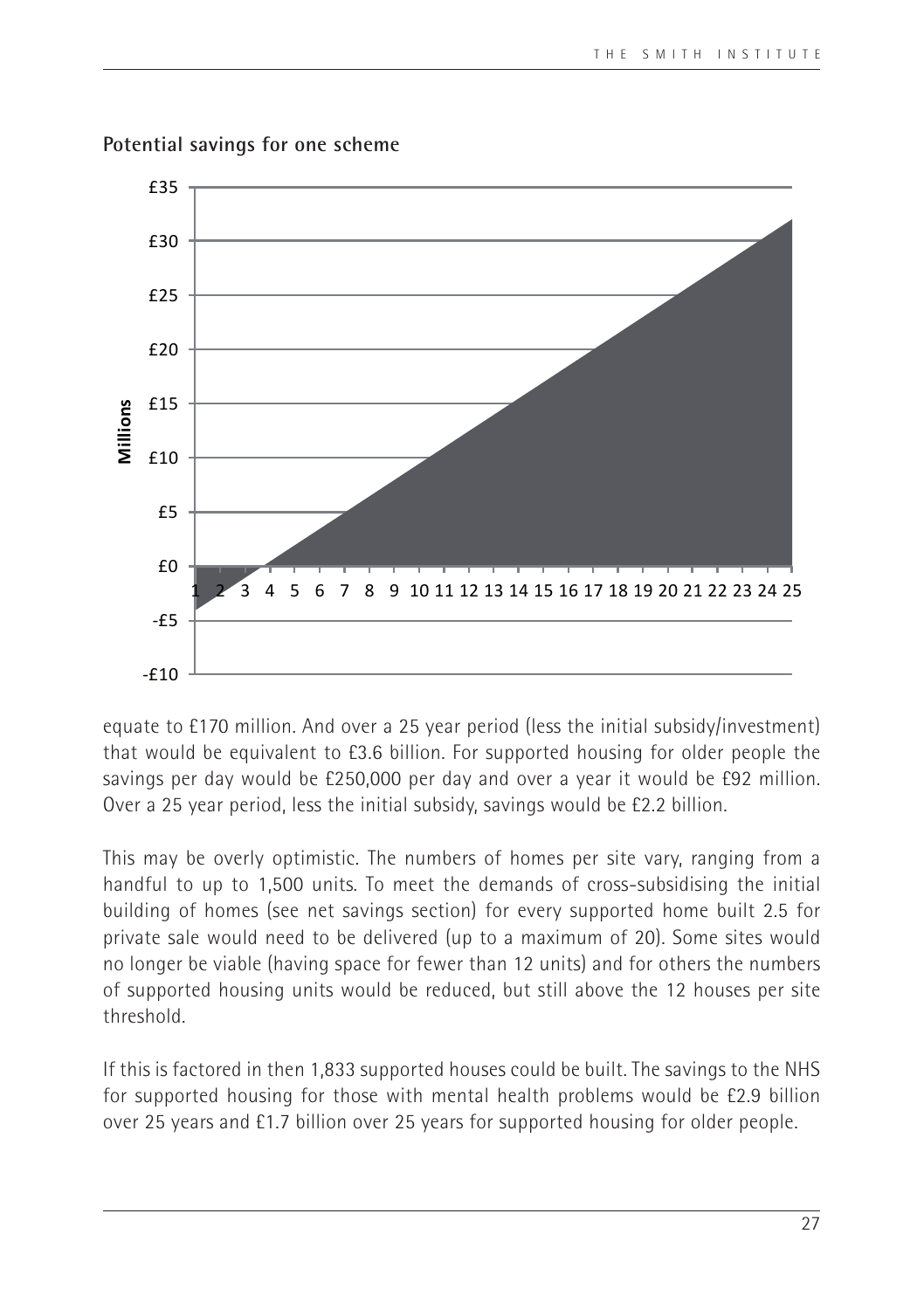**Potential savings for one scheme**

equate to £170 million. And over a 25 year period (less the initial subsidy/investment) that would be equivalent to £3.6 billion. For supported housing for older people the savings per day would be £250,000 per day and over a year it would be £92 million. Over a 25 year period, less the initial subsidy, savings would be £2.2 billion.

This may be overly optimistic. The numbers of homes per site vary, ranging from a handful to up to 1,500 units. To meet the demands of cross-subsidising the initial building of homes (see net savings section) for every supported home built 2.5 for private sale would need to be delivered (up to a maximum of 20). Some sites would no longer be viable (having space for fewer than 12 units) and for others the numbers of supported housing units would be reduced, but still above the 12 houses per site threshold.

If this is factored in then 1,833 supported houses could be built. The savings to the NHS for supported housing for those with mental health problems would be £2.9 billion over 25 years and £1.7 billion over 25 years for supported housing for older people.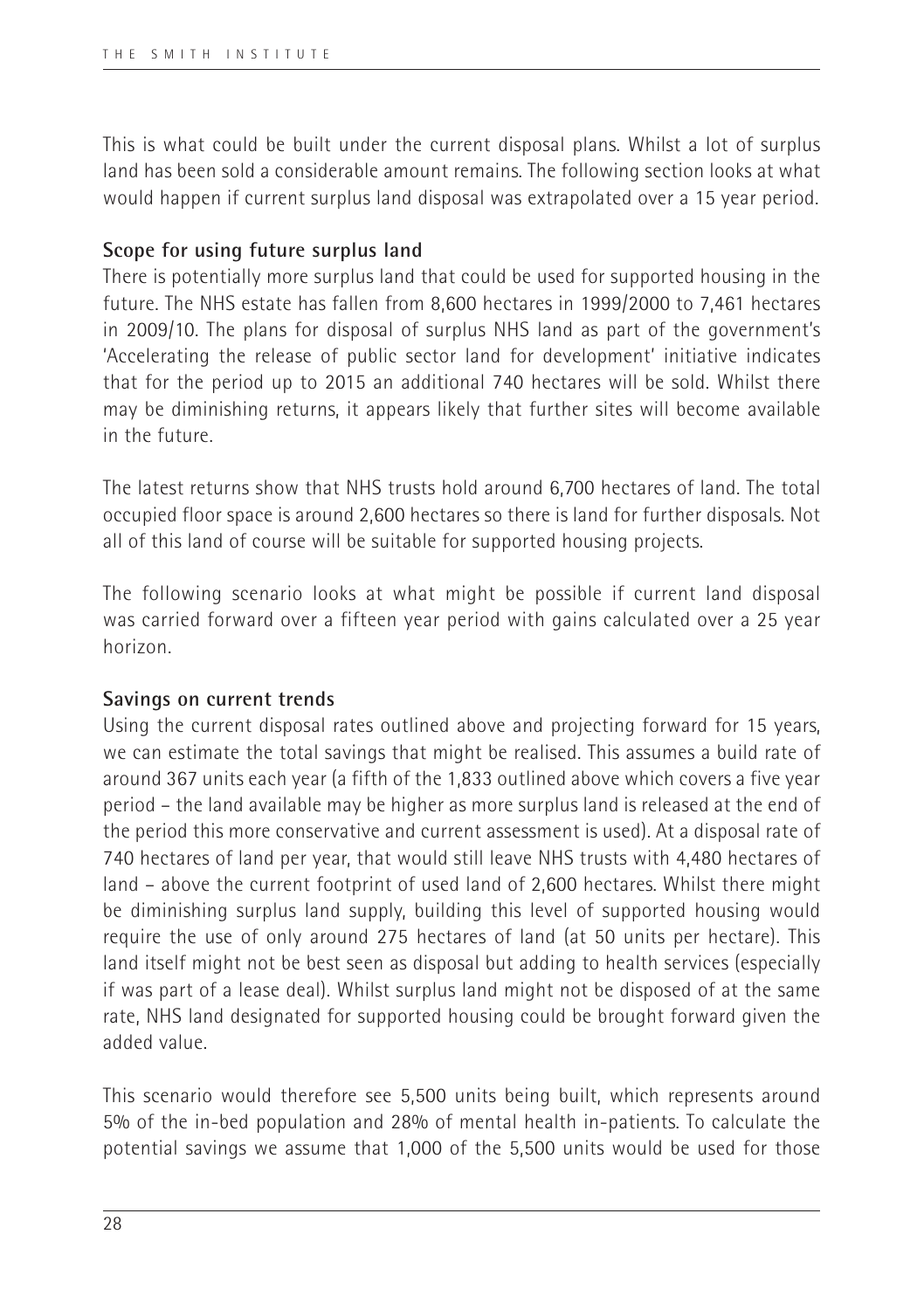This is what could be built under the current disposal plans. Whilst a lot of surplus land has been sold a considerable amount remains. The following section looks at what would happen if current surplus land disposal was extrapolated over a 15 year period.

**Scope for using future surplus land**

There is potentially more surplus land that could be used for supported housing in the future. The NHS estate has fallen from 8,600 hectares in 1999/2000 to 7,461 hectares in 2009/10. The plans for disposal of surplus NHS land as part of the government's 'Accelerating the release of public sector land for development' initiative indicates that for the period up to 2015 an additional 740 hectares will be sold. Whilst there may be diminishing returns, it appears likely that further sites will become available in the future.

The latest returns show that NHS trusts hold around 6,700 hectares of land. The total occupied floor space is around 2,600 hectares so there is land for further disposals. Not all of this land of course will be suitable for supported housing projects.

The following scenario looks at what might be possible if current land disposal was carried forward over a fifteen year period with gains calculated over a 25 year horizon.

**Savings on current trends**

Using the current disposal rates outlined above and projecting forward for 15 years, we can estimate the total savings that might be realised. This assumes a build rate of around 367 units each year (a fifth of the 1,833 outlined above which covers a five year period – the land available may be higher as more surplus land is released at the end of the period this more conservative and current assessment is used). At a disposal rate of 740 hectares of land per year, that would still leave NHS trusts with 4,480 hectares of land – above the current footprint of used land of 2,600 hectares. Whilst there might be diminishing surplus land supply, building this level of supported housing would require the use of only around 275 hectares of land (at 50 units per hectare). This land itself might not be best seen as disposal but adding to health services (especially if was part of a lease deal). Whilst surplus land might not be disposed of at the same rate, NHS land designated for supported housing could be brought forward given the added value.

This scenario would therefore see 5,500 units being built, which represents around 5% of the in-bed population and 28% of mental health in-patients. To calculate the potential savings we assume that 1,000 of the 5,500 units would be used for those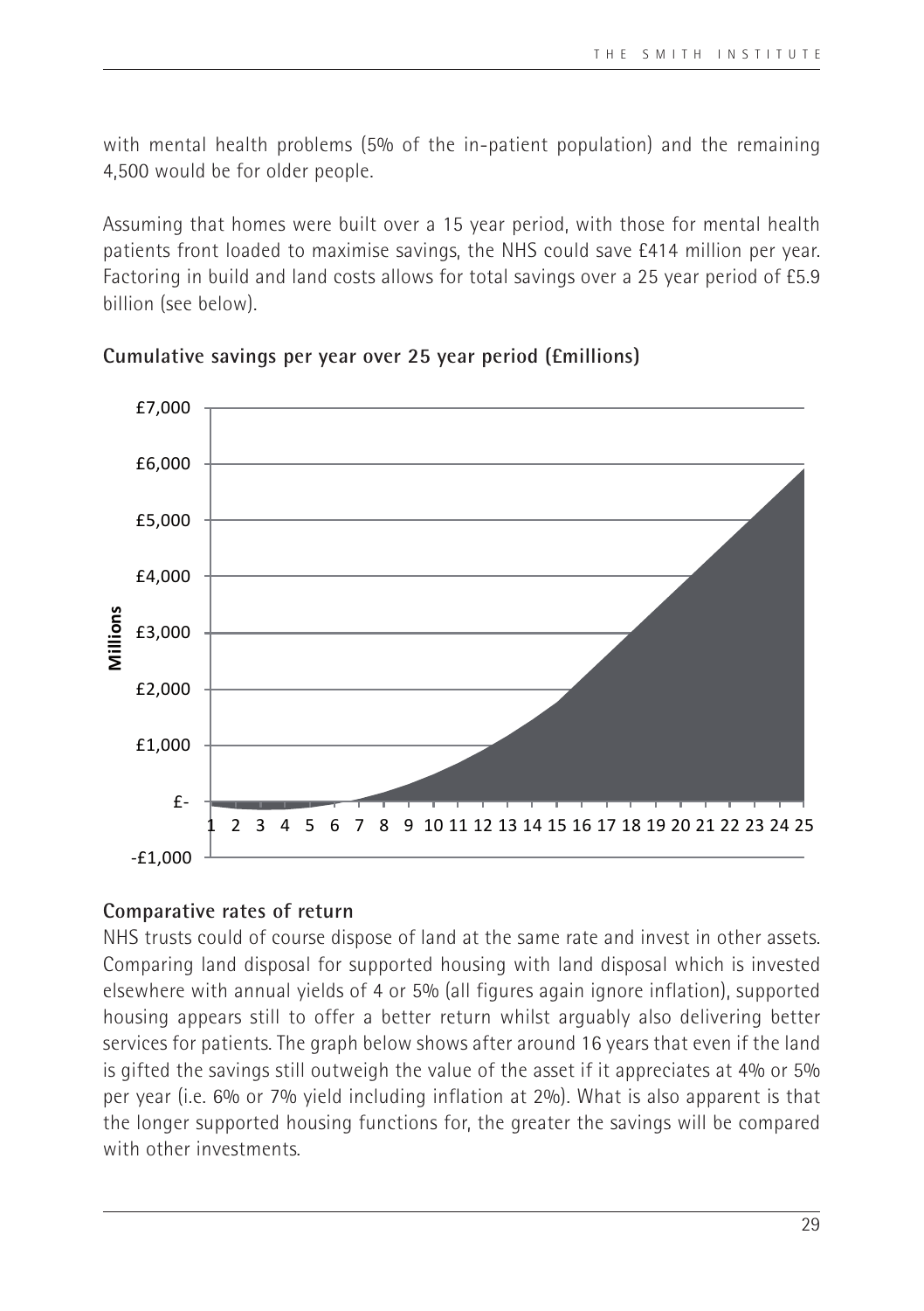with mental health problems (5% of the in-patient population) and the remaining 4,500 would be for older people.

Assuming that homes were built over a 15 year period, with those for mental health patients front loaded to maximise savings, the NHS could save £414 million per year. Factoring in build and land costs allows for total savings over a 25 year period of £5.9 billion (see below).

**Cumulative savings per year over 25 year period (£millions)**

**Comparative rates of return**

NHS trusts could of course dispose of land at the same rate and invest in other assets. Comparing land disposal for supported housing with land disposal which is invested elsewhere with annual yields of 4 or 5% (all figures again ignore inflation), supported housing appears still to offer a better return whilst arguably also delivering better services for patients. The graph below shows after around 16 years that even if the land is gifted the savings still outweigh the value of the asset if it appreciates at 4% or 5% per year (i.e. 6% or 7% yield including inflation at 2%). What is also apparent is that the longer supported housing functions for, the greater the savings will be compared with other investments.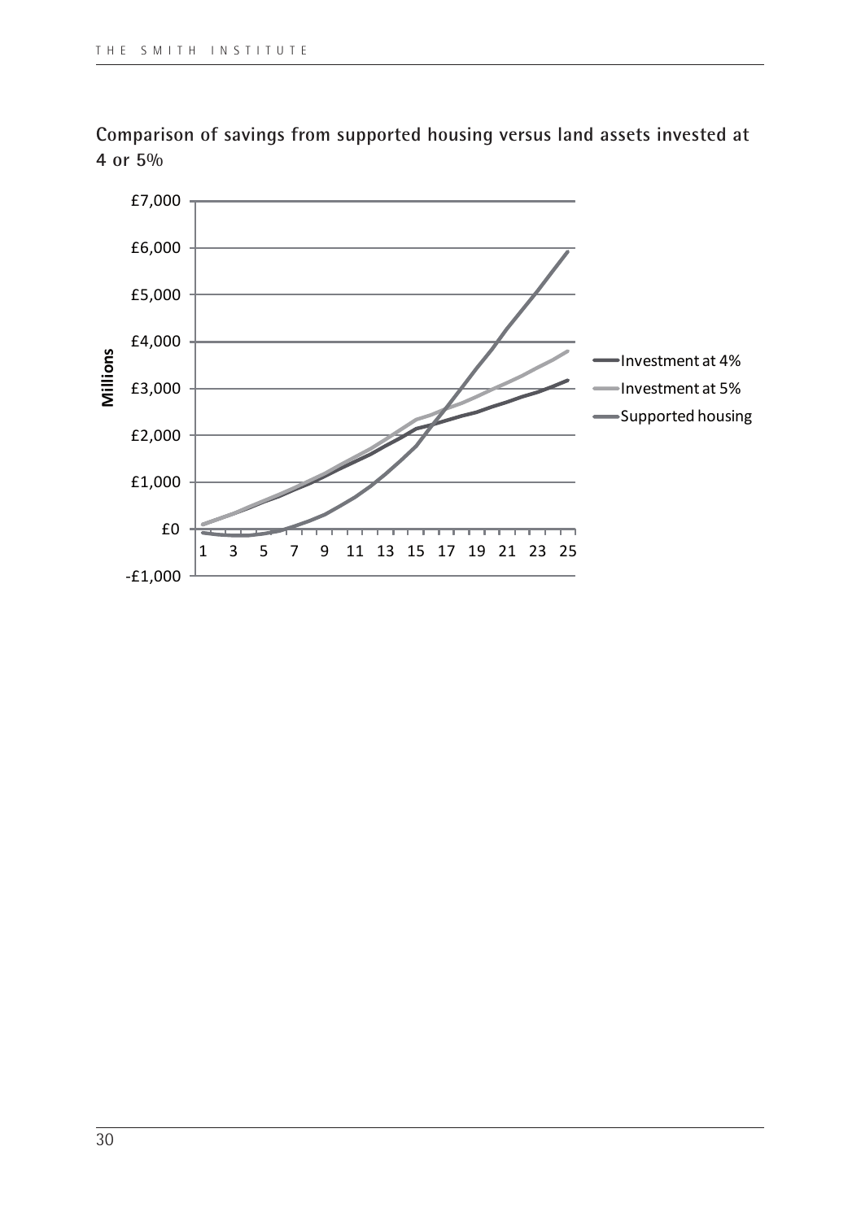**Comparison of savings from supported housing versus land assets invested at 4 or 5%**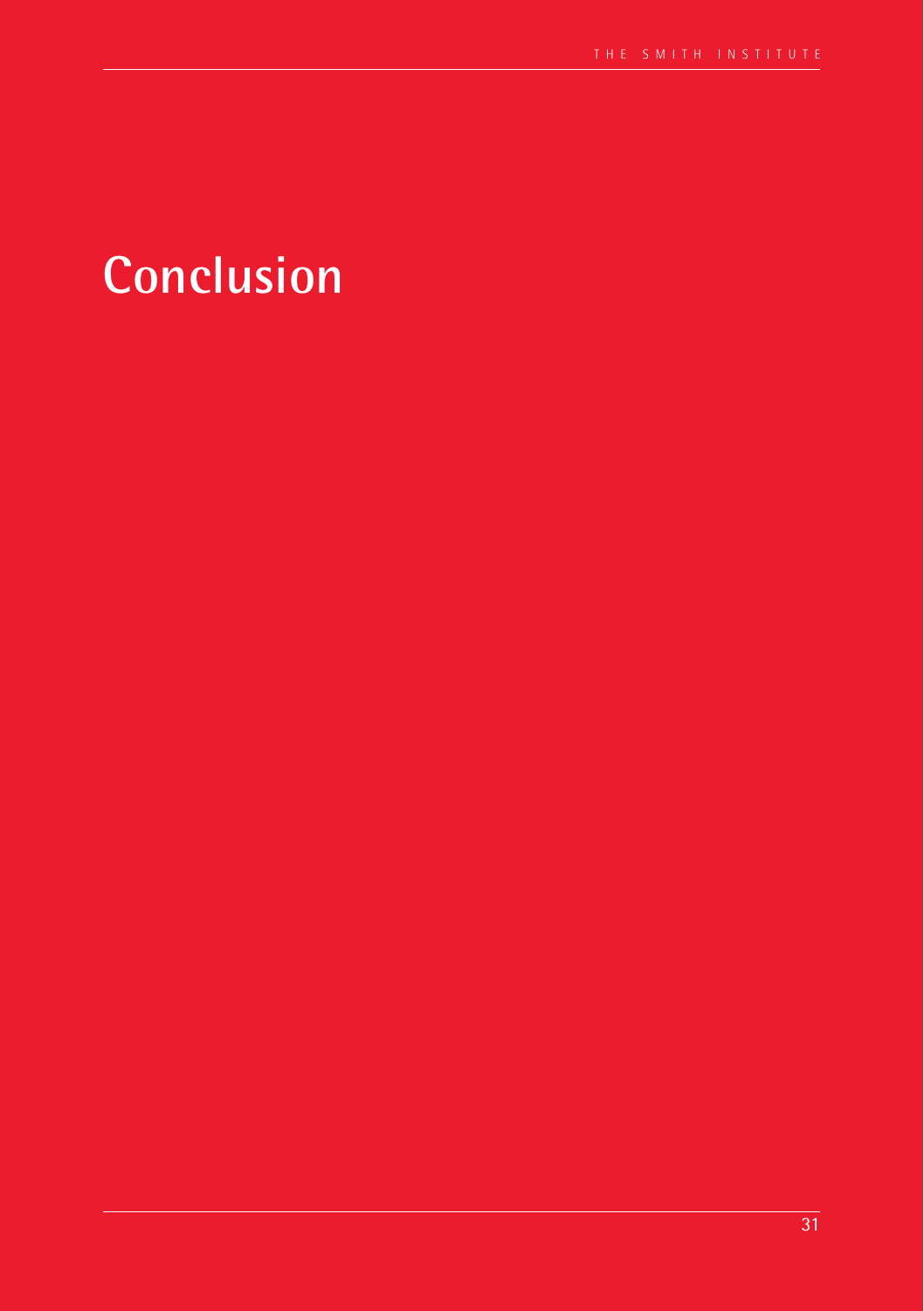# Conclusion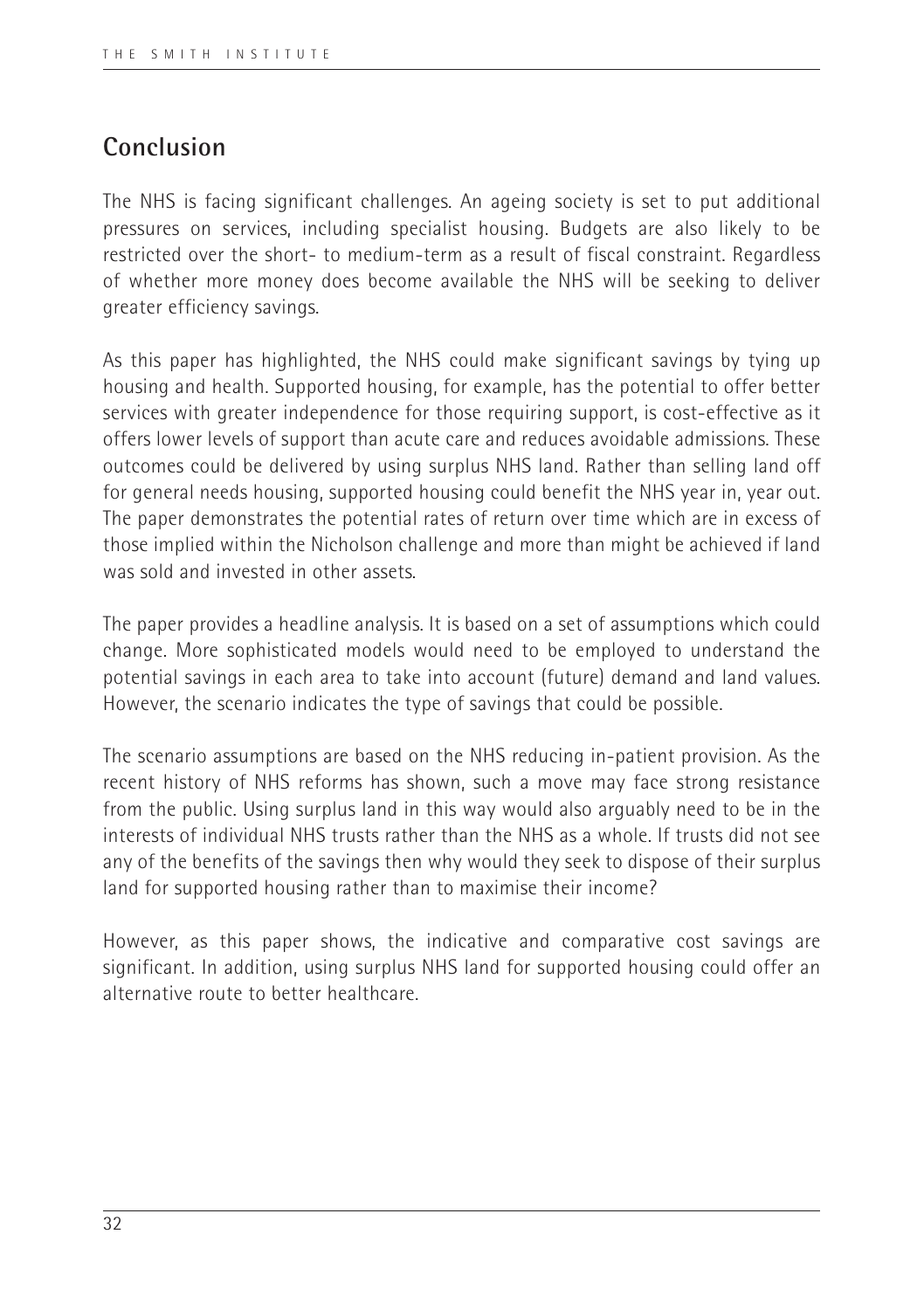## Conclusion

The NHS is facing significant challenges. An ageing society is set to put additional pressures on services, including specialist housing. Budgets are also likely to be restricted over the short- to medium-term as a result of fiscal constraint. Regardless of whether more money does become available the NHS will be seeking to deliver greater efficiency savings.

As this paper has highlighted, the NHS could make significant savings by tying up housing and health. Supported housing, for example, has the potential to offer better services with greater independence for those requiring support, is cost-effective as it offers lower levels of support than acute care and reduces avoidable admissions. These outcomes could be delivered by using surplus NHS land. Rather than selling land off for general needs housing, supported housing could benefit the NHS year in, year out. The paper demonstrates the potential rates of return over time which are in excess of those implied within the Nicholson challenge and more than might be achieved if land was sold and invested in other assets.

The paper provides a headline analysis. It is based on a set of assumptions which could change. More sophisticated models would need to be employed to understand the potential savings in each area to take into account (future) demand and land values. However, the scenario indicates the type of savings that could be possible.

The scenario assumptions are based on the NHS reducing in-patient provision. As the recent history of NHS reforms has shown, such a move may face strong resistance from the public. Using surplus land in this way would also arguably need to be in the interests of individual NHS trusts rather than the NHS as a whole. If trusts did not see any of the benefits of the savings then why would they seek to dispose of their surplus land for supported housing rather than to maximise their income?

However, as this paper shows, the indicative and comparative cost savings are significant. In addition, using surplus NHS land for supported housing could offer an alternative route to better healthcare.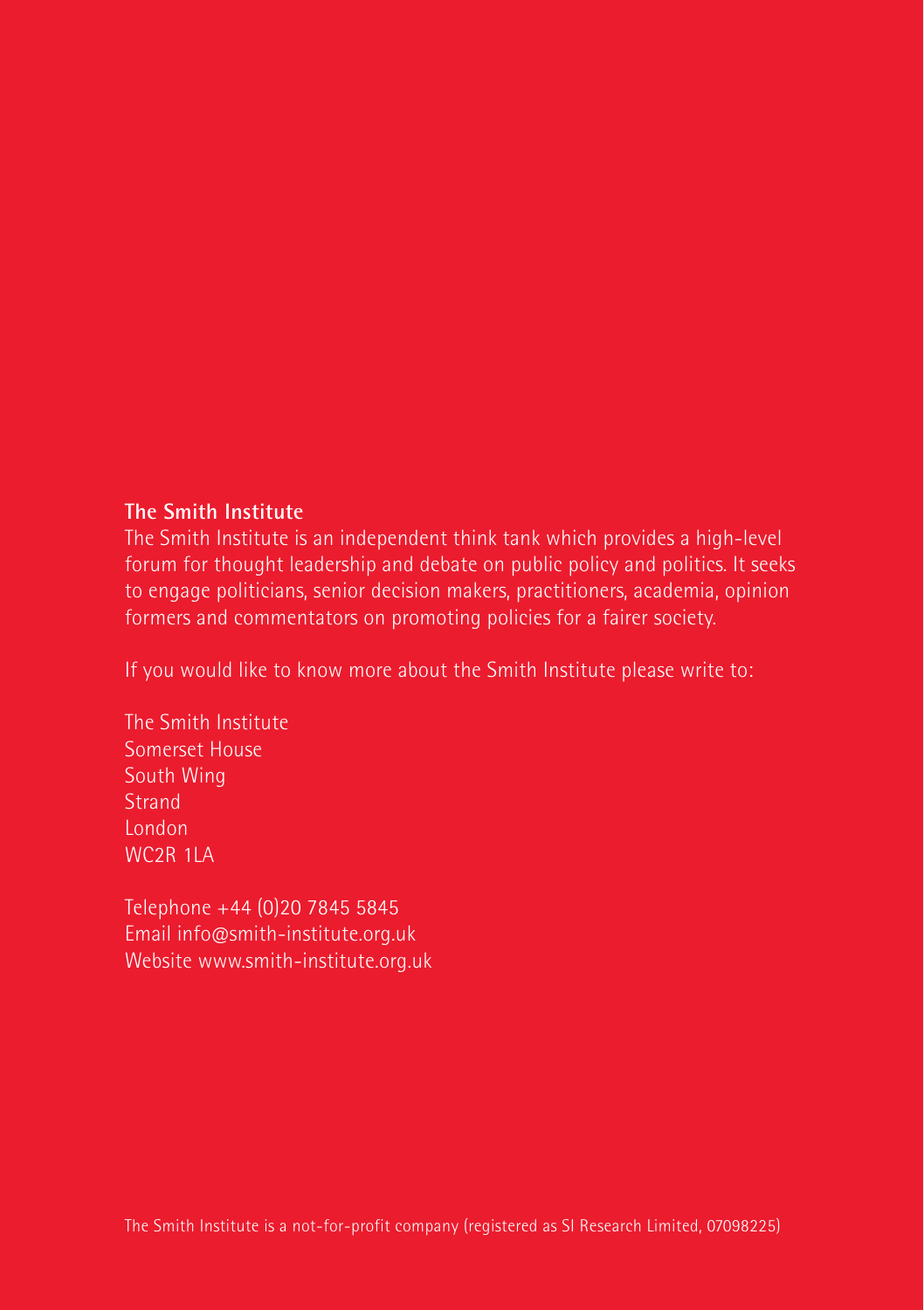**The Smith Institute**

The Smith Institute is an independent think tank which provides a high-level forum for thought leadership and debate on public policy and politics. It seeks to engage politicians, senior decision makers, practitioners, academia, opinion formers and commentators on promoting policies for a fairer society.

If you would like to know more about the Smith Institute please write to:

The Smith Institute
Somerset House
South Wing
Strand
London
WC2R 1LA

Telephone +44 (0)20 7845 5845
Email info@smith-institute.org.uk
Website www.smith-institute.org.uk

The Smith Institute is a not-for-profit company (registered as SI Research Limited, 07098225)